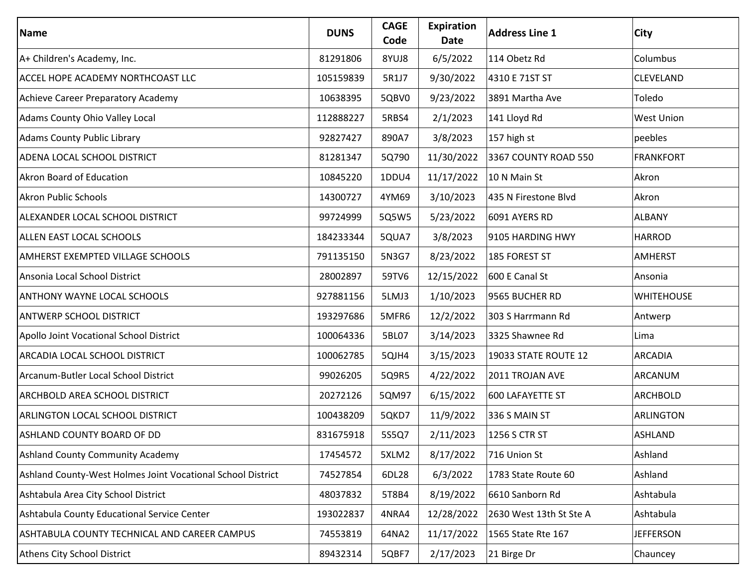| Name | DUNS | CAGE Code | Expiration Date | Address Line 1 | City |
|---|---|---|---|---|---|
| A+ Children's Academy, Inc. | 81291806 | 8YUJ8 | 6/5/2022 | 114 Obetz Rd | Columbus |
| ACCEL HOPE ACADEMY NORTHCOAST LLC | 105159839 | 5R1J7 | 9/30/2022 | 4310 E 71ST ST | CLEVELAND |
| Achieve Career Preparatory Academy | 10638395 | 5QBV0 | 9/23/2022 | 3891 Martha Ave | Toledo |
| Adams County Ohio Valley Local | 112888227 | 5RBS4 | 2/1/2023 | 141 Lloyd Rd | West Union |
| Adams County Public Library | 92827427 | 890A7 | 3/8/2023 | 157 high st | peebles |
| ADENA LOCAL SCHOOL DISTRICT | 81281347 | 5Q790 | 11/30/2022 | 3367 COUNTY ROAD 550 | FRANKFORT |
| Akron Board of Education | 10845220 | 1DDU4 | 11/17/2022 | 10 N Main St | Akron |
| Akron Public Schools | 14300727 | 4YM69 | 3/10/2023 | 435 N Firestone Blvd | Akron |
| ALEXANDER LOCAL SCHOOL DISTRICT | 99724999 | 5Q5W5 | 5/23/2022 | 6091 AYERS RD | ALBANY |
| ALLEN EAST LOCAL SCHOOLS | 184233344 | 5QUA7 | 3/8/2023 | 9105 HARDING HWY | HARROD |
| AMHERST EXEMPTED VILLAGE SCHOOLS | 791135150 | 5N3G7 | 8/23/2022 | 185 FOREST ST | AMHERST |
| Ansonia Local School District | 28002897 | 59TV6 | 12/15/2022 | 600 E Canal St | Ansonia |
| ANTHONY WAYNE LOCAL SCHOOLS | 927881156 | 5LMJ3 | 1/10/2023 | 9565 BUCHER RD | WHITEHOUSE |
| ANTWERP SCHOOL DISTRICT | 193297686 | 5MFR6 | 12/2/2022 | 303 S Harrmann Rd | Antwerp |
| Apollo Joint Vocational School District | 100064336 | 5BL07 | 3/14/2023 | 3325 Shawnee Rd | Lima |
| ARCADIA LOCAL SCHOOL DISTRICT | 100062785 | 5QJH4 | 3/15/2023 | 19033 STATE ROUTE 12 | ARCADIA |
| Arcanum-Butler Local School District | 99026205 | 5Q9R5 | 4/22/2022 | 2011 TROJAN AVE | ARCANUM |
| ARCHBOLD AREA SCHOOL DISTRICT | 20272126 | 5QM97 | 6/15/2022 | 600 LAFAYETTE ST | ARCHBOLD |
| ARLINGTON LOCAL SCHOOL DISTRICT | 100438209 | 5QKD7 | 11/9/2022 | 336 S MAIN ST | ARLINGTON |
| ASHLAND COUNTY BOARD OF DD | 831675918 | 5S5Q7 | 2/11/2023 | 1256 S CTR ST | ASHLAND |
| Ashland County Community Academy | 17454572 | 5XLM2 | 8/17/2022 | 716 Union St | Ashland |
| Ashland County-West Holmes Joint Vocational School District | 74527854 | 6DL28 | 6/3/2022 | 1783 State Route 60 | Ashland |
| Ashtabula Area City School District | 48037832 | 5T8B4 | 8/19/2022 | 6610 Sanborn Rd | Ashtabula |
| Ashtabula County Educational Service Center | 193022837 | 4NRA4 | 12/28/2022 | 2630 West 13th St Ste A | Ashtabula |
| ASHTABULA COUNTY TECHNICAL AND CAREER CAMPUS | 74553819 | 64NA2 | 11/17/2022 | 1565 State Rte 167 | JEFFERSON |
| Athens City School District | 89432314 | 5QBF7 | 2/17/2023 | 21 Birge Dr | Chauncey |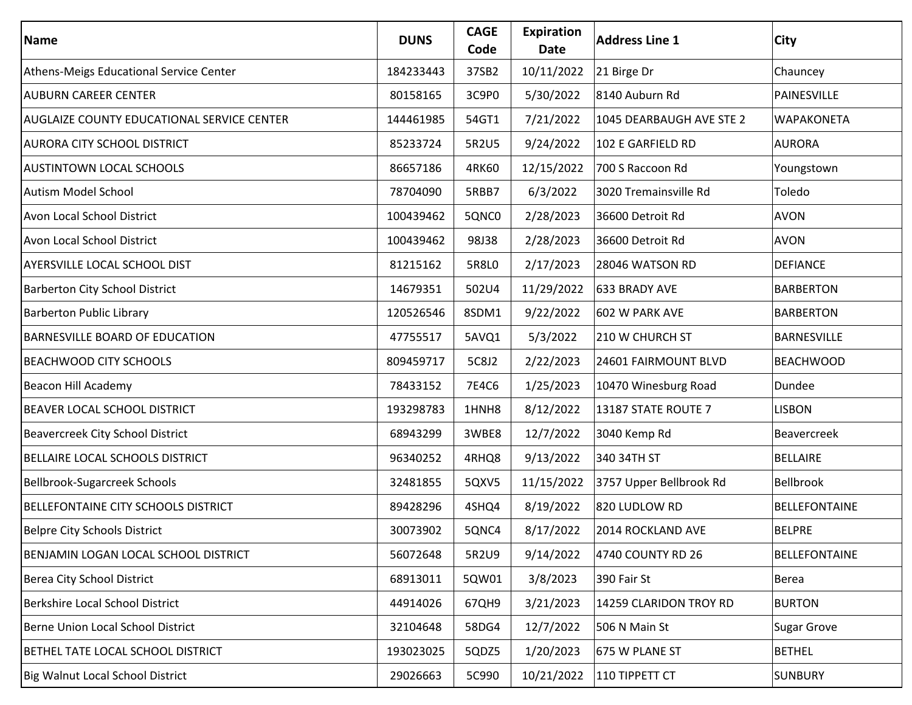| Name | DUNS | CAGE Code | Expiration Date | Address Line 1 | City |
| --- | --- | --- | --- | --- | --- |
| Athens-Meigs Educational Service Center | 184233443 | 37SB2 | 10/11/2022 | 21 Birge Dr | Chauncey |
| AUBURN CAREER CENTER | 80158165 | 3C9P0 | 5/30/2022 | 8140 Auburn Rd | PAINESVILLE |
| AUGLAIZE COUNTY EDUCATIONAL SERVICE CENTER | 144461985 | 54GT1 | 7/21/2022 | 1045 DEARBAUGH AVE STE 2 | WAPAKONETA |
| AURORA CITY SCHOOL DISTRICT | 85233724 | 5R2U5 | 9/24/2022 | 102 E GARFIELD RD | AURORA |
| AUSTINTOWN LOCAL SCHOOLS | 86657186 | 4RK60 | 12/15/2022 | 700 S Raccoon Rd | Youngstown |
| Autism Model School | 78704090 | 5RBB7 | 6/3/2022 | 3020 Tremainsville Rd | Toledo |
| Avon Local School District | 100439462 | 5QNC0 | 2/28/2023 | 36600 Detroit Rd | AVON |
| Avon Local School District | 100439462 | 98J38 | 2/28/2023 | 36600 Detroit Rd | AVON |
| AYERSVILLE LOCAL SCHOOL DIST | 81215162 | 5R8L0 | 2/17/2023 | 28046 WATSON RD | DEFIANCE |
| Barberton City School District | 14679351 | 502U4 | 11/29/2022 | 633 BRADY AVE | BARBERTON |
| Barberton Public Library | 120526546 | 8SDM1 | 9/22/2022 | 602 W PARK AVE | BARBERTON |
| BARNESVILLE BOARD OF EDUCATION | 47755517 | 5AVQ1 | 5/3/2022 | 210 W CHURCH ST | BARNESVILLE |
| BEACHWOOD CITY SCHOOLS | 809459717 | 5C8J2 | 2/22/2023 | 24601 FAIRMOUNT BLVD | BEACHWOOD |
| Beacon Hill Academy | 78433152 | 7E4C6 | 1/25/2023 | 10470 Winesburg Road | Dundee |
| BEAVER LOCAL SCHOOL DISTRICT | 193298783 | 1HNH8 | 8/12/2022 | 13187 STATE ROUTE 7 | LISBON |
| Beavercreek City School District | 68943299 | 3WBE8 | 12/7/2022 | 3040 Kemp Rd | Beavercreek |
| BELLAIRE LOCAL SCHOOLS DISTRICT | 96340252 | 4RHQ8 | 9/13/2022 | 340 34TH ST | BELLAIRE |
| Bellbrook-Sugarcreek Schools | 32481855 | 5QXV5 | 11/15/2022 | 3757 Upper Bellbrook Rd | Bellbrook |
| BELLEFONTAINE CITY SCHOOLS DISTRICT | 89428296 | 4SHQ4 | 8/19/2022 | 820 LUDLOW RD | BELLEFONTAINE |
| Belpre City Schools District | 30073902 | 5QNC4 | 8/17/2022 | 2014 ROCKLAND AVE | BELPRE |
| BENJAMIN LOGAN LOCAL SCHOOL DISTRICT | 56072648 | 5R2U9 | 9/14/2022 | 4740 COUNTY RD 26 | BELLEFONTAINE |
| Berea City School District | 68913011 | 5QW01 | 3/8/2023 | 390 Fair St | Berea |
| Berkshire Local School District | 44914026 | 67QH9 | 3/21/2023 | 14259 CLARIDON TROY RD | BURTON |
| Berne Union Local School District | 32104648 | 58DG4 | 12/7/2022 | 506 N Main St | Sugar Grove |
| BETHEL TATE LOCAL SCHOOL DISTRICT | 193023025 | 5QDZ5 | 1/20/2023 | 675 W PLANE ST | BETHEL |
| Big Walnut Local School District | 29026663 | 5C990 | 10/21/2022 | 110 TIPPETT CT | SUNBURY |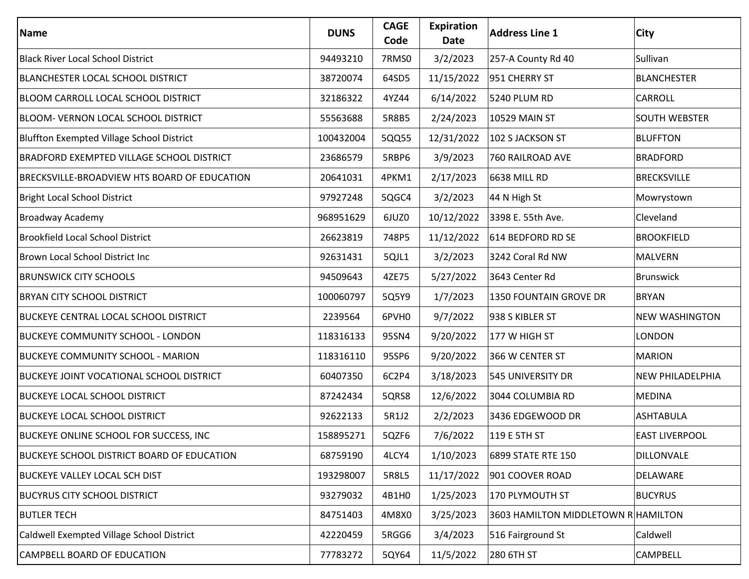| Name | DUNS | CAGE Code | Expiration Date | Address Line 1 | City |
|---|---|---|---|---|---|
| Black River Local School District | 94493210 | 7RMS0 | 3/2/2023 | 257-A County Rd 40 | Sullivan |
| BLANCHESTER LOCAL SCHOOL DISTRICT | 38720074 | 64SD5 | 11/15/2022 | 951 CHERRY ST | BLANCHESTER |
| BLOOM CARROLL LOCAL SCHOOL DISTRICT | 32186322 | 4YZ44 | 6/14/2022 | 5240 PLUM RD | CARROLL |
| BLOOM- VERNON LOCAL SCHOOL DISTRICT | 55563688 | 5R8B5 | 2/24/2023 | 10529 MAIN ST | SOUTH WEBSTER |
| Bluffton Exempted Village School District | 100432004 | 5QQ55 | 12/31/2022 | 102 S JACKSON ST | BLUFFTON |
| BRADFORD EXEMPTED VILLAGE SCHOOL DISTRICT | 23686579 | 5RBP6 | 3/9/2023 | 760 RAILROAD AVE | BRADFORD |
| BRECKSVILLE-BROADVIEW HTS BOARD OF EDUCATION | 20641031 | 4PKM1 | 2/17/2023 | 6638 MILL RD | BRECKSVILLE |
| Bright Local School District | 97927248 | 5QGC4 | 3/2/2023 | 44 N High St | Mowrystown |
| Broadway Academy | 968951629 | 6JUZ0 | 10/12/2022 | 3398 E. 55th Ave. | Cleveland |
| Brookfield Local School District | 26623819 | 748P5 | 11/12/2022 | 614 BEDFORD RD SE | BROOKFIELD |
| Brown Local School District Inc | 92631431 | 5QJL1 | 3/2/2023 | 3242 Coral Rd NW | MALVERN |
| BRUNSWICK CITY SCHOOLS | 94509643 | 4ZE75 | 5/27/2022 | 3643 Center Rd | Brunswick |
| BRYAN CITY SCHOOL DISTRICT | 100060797 | 5Q5Y9 | 1/7/2023 | 1350 FOUNTAIN GROVE DR | BRYAN |
| BUCKEYE CENTRAL LOCAL SCHOOL DISTRICT | 2239564 | 6PVH0 | 9/7/2022 | 938 S KIBLER ST | NEW WASHINGTON |
| BUCKEYE COMMUNITY SCHOOL - LONDON | 118316133 | 95SN4 | 9/20/2022 | 177 W HIGH ST | LONDON |
| BUCKEYE COMMUNITY SCHOOL - MARION | 118316110 | 95SP6 | 9/20/2022 | 366 W CENTER ST | MARION |
| BUCKEYE JOINT VOCATIONAL SCHOOL DISTRICT | 60407350 | 6C2P4 | 3/18/2023 | 545 UNIVERSITY DR | NEW PHILADELPHIA |
| BUCKEYE LOCAL SCHOOL DISTRICT | 87242434 | 5QRS8 | 12/6/2022 | 3044 COLUMBIA RD | MEDINA |
| BUCKEYE LOCAL SCHOOL DISTRICT | 92622133 | 5R1J2 | 2/2/2023 | 3436 EDGEWOOD DR | ASHTABULA |
| BUCKEYE ONLINE SCHOOL FOR SUCCESS, INC | 158895271 | 5QZF6 | 7/6/2022 | 119 E 5TH ST | EAST LIVERPOOL |
| BUCKEYE SCHOOL DISTRICT BOARD OF EDUCATION | 68759190 | 4LCY4 | 1/10/2023 | 6899 STATE RTE 150 | DILLONVALE |
| BUCKEYE VALLEY LOCAL SCH DIST | 193298007 | 5R8L5 | 11/17/2022 | 901 COOVER ROAD | DELAWARE |
| BUCYRUS CITY SCHOOL DISTRICT | 93279032 | 4B1H0 | 1/25/2023 | 170 PLYMOUTH ST | BUCYRUS |
| BUTLER TECH | 84751403 | 4M8X0 | 3/25/2023 | 3603 HAMILTON MIDDLETOWN R | HAMILTON |
| Caldwell Exempted Village School District | 42220459 | 5RGG6 | 3/4/2023 | 516 Fairground St | Caldwell |
| CAMPBELL BOARD OF EDUCATION | 77783272 | 5QY64 | 11/5/2022 | 280 6TH ST | CAMPBELL |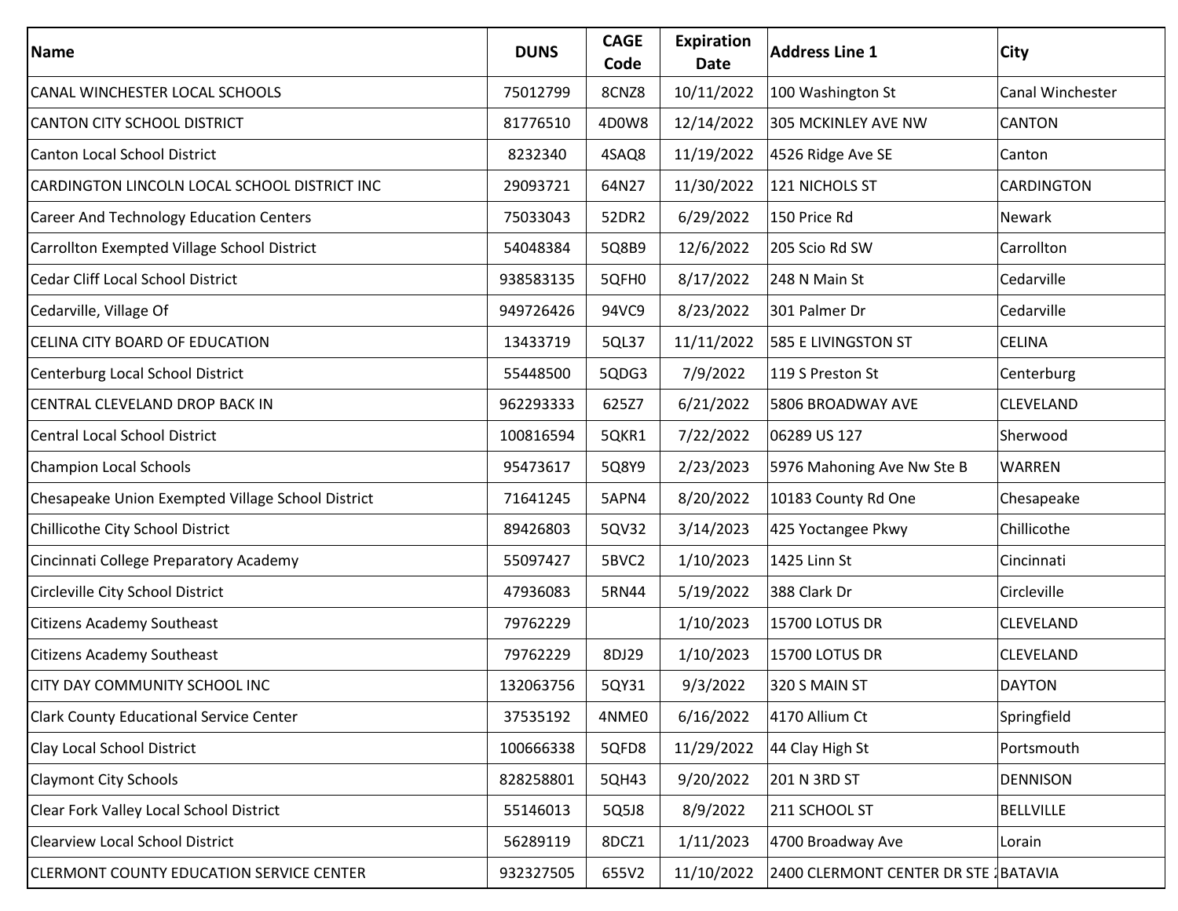| Name | DUNS | CAGE Code | Expiration Date | Address Line 1 | City |
|---|---|---|---|---|---|
| CANAL WINCHESTER LOCAL SCHOOLS | 75012799 | 8CNZ8 | 10/11/2022 | 100 Washington St | Canal Winchester |
| CANTON CITY SCHOOL DISTRICT | 81776510 | 4D0W8 | 12/14/2022 | 305 MCKINLEY AVE NW | CANTON |
| Canton Local School District | 8232340 | 4SAQ8 | 11/19/2022 | 4526 Ridge Ave SE | Canton |
| CARDINGTON LINCOLN LOCAL SCHOOL DISTRICT INC | 29093721 | 64N27 | 11/30/2022 | 121 NICHOLS ST | CARDINGTON |
| Career And Technology Education Centers | 75033043 | 52DR2 | 6/29/2022 | 150 Price Rd | Newark |
| Carrollton Exempted Village School District | 54048384 | 5Q8B9 | 12/6/2022 | 205 Scio Rd SW | Carrollton |
| Cedar Cliff Local School District | 938583135 | 5QFH0 | 8/17/2022 | 248 N Main St | Cedarville |
| Cedarville, Village Of | 949726426 | 94VC9 | 8/23/2022 | 301 Palmer Dr | Cedarville |
| CELINA CITY BOARD OF EDUCATION | 13433719 | 5QL37 | 11/11/2022 | 585 E LIVINGSTON ST | CELINA |
| Centerburg Local School District | 55448500 | 5QDG3 | 7/9/2022 | 119 S Preston St | Centerburg |
| CENTRAL CLEVELAND DROP BACK IN | 962293333 | 625Z7 | 6/21/2022 | 5806 BROADWAY AVE | CLEVELAND |
| Central Local School District | 100816594 | 5QKR1 | 7/22/2022 | 06289 US 127 | Sherwood |
| Champion Local Schools | 95473617 | 5Q8Y9 | 2/23/2023 | 5976 Mahoning Ave Nw Ste B | WARREN |
| Chesapeake Union Exempted Village School District | 71641245 | 5APN4 | 8/20/2022 | 10183 County Rd One | Chesapeake |
| Chillicothe City School District | 89426803 | 5QV32 | 3/14/2023 | 425 Yoctangee Pkwy | Chillicothe |
| Cincinnati College Preparatory Academy | 55097427 | 5BVC2 | 1/10/2023 | 1425 Linn St | Cincinnati |
| Circleville City School District | 47936083 | 5RN44 | 5/19/2022 | 388 Clark Dr | Circleville |
| Citizens Academy Southeast | 79762229 | | 1/10/2023 | 15700 LOTUS DR | CLEVELAND |
| Citizens Academy Southeast | 79762229 | 8DJ29 | 1/10/2023 | 15700 LOTUS DR | CLEVELAND |
| CITY DAY COMMUNITY SCHOOL INC | 132063756 | 5QY31 | 9/3/2022 | 320 S MAIN ST | DAYTON |
| Clark County Educational Service Center | 37535192 | 4NME0 | 6/16/2022 | 4170 Allium Ct | Springfield |
| Clay Local School District | 100666338 | 5QFD8 | 11/29/2022 | 44 Clay High St | Portsmouth |
| Claymont City Schools | 828258801 | 5QH43 | 9/20/2022 | 201 N 3RD ST | DENNISON |
| Clear Fork Valley Local School District | 55146013 | 5Q5J8 | 8/9/2022 | 211 SCHOOL ST | BELLVILLE |
| Clearview Local School District | 56289119 | 8DCZ1 | 1/11/2023 | 4700 Broadway Ave | Lorain |
| CLERMONT COUNTY EDUCATION SERVICE CENTER | 932327505 | 655V2 | 11/10/2022 | 2400 CLERMONT CENTER DR STE 2 | BATAVIA |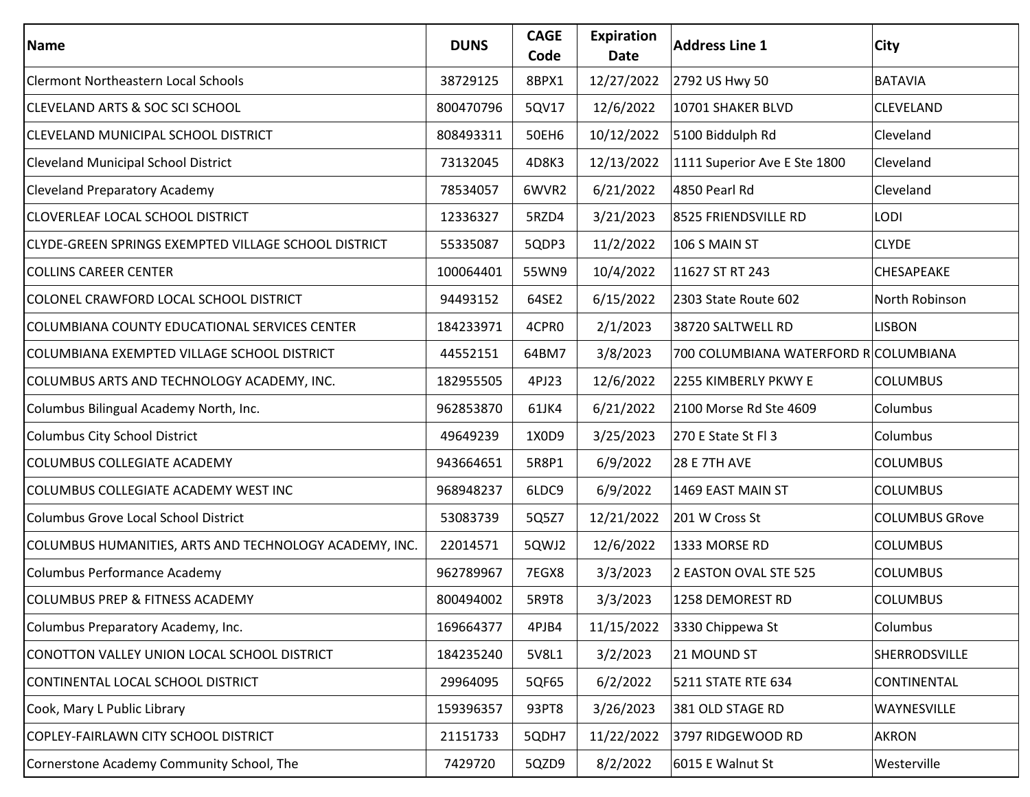| Name | DUNS | CAGE Code | Expiration Date | Address Line 1 | City |
|---|---|---|---|---|---|
| Clermont Northeastern Local Schools | 38729125 | 8BPX1 | 12/27/2022 | 2792 US Hwy 50 | BATAVIA |
| CLEVELAND ARTS & SOC SCI SCHOOL | 800470796 | 5QV17 | 12/6/2022 | 10701 SHAKER BLVD | CLEVELAND |
| CLEVELAND MUNICIPAL SCHOOL DISTRICT | 808493311 | 50EH6 | 10/12/2022 | 5100 Biddulph Rd | Cleveland |
| Cleveland Municipal School District | 73132045 | 4D8K3 | 12/13/2022 | 1111 Superior Ave E Ste 1800 | Cleveland |
| Cleveland Preparatory Academy | 78534057 | 6WVR2 | 6/21/2022 | 4850 Pearl Rd | Cleveland |
| CLOVERLEAF LOCAL SCHOOL DISTRICT | 12336327 | 5RZD4 | 3/21/2023 | 8525 FRIENDSVILLE RD | LODI |
| CLYDE-GREEN SPRINGS EXEMPTED VILLAGE SCHOOL DISTRICT | 55335087 | 5QDP3 | 11/2/2022 | 106 S MAIN ST | CLYDE |
| COLLINS CAREER CENTER | 100064401 | 55WN9 | 10/4/2022 | 11627 ST RT 243 | CHESAPEAKE |
| COLONEL CRAWFORD LOCAL SCHOOL DISTRICT | 94493152 | 64SE2 | 6/15/2022 | 2303 State Route 602 | North Robinson |
| COLUMBIANA COUNTY EDUCATIONAL SERVICES CENTER | 184233971 | 4CPR0 | 2/1/2023 | 38720 SALTWELL RD | LISBON |
| COLUMBIANA EXEMPTED VILLAGE SCHOOL DISTRICT | 44552151 | 64BM7 | 3/8/2023 | 700 COLUMBIANA WATERFORD R | COLUMBIANA |
| COLUMBUS ARTS AND TECHNOLOGY ACADEMY, INC. | 182955505 | 4PJ23 | 12/6/2022 | 2255 KIMBERLY PKWY E | COLUMBUS |
| Columbus Bilingual Academy North, Inc. | 962853870 | 61JK4 | 6/21/2022 | 2100 Morse Rd Ste 4609 | Columbus |
| Columbus City School District | 49649239 | 1X0D9 | 3/25/2023 | 270 E State St Fl 3 | Columbus |
| COLUMBUS COLLEGIATE ACADEMY | 943664651 | 5R8P1 | 6/9/2022 | 28 E 7TH AVE | COLUMBUS |
| COLUMBUS COLLEGIATE ACADEMY WEST INC | 968948237 | 6LDC9 | 6/9/2022 | 1469 EAST MAIN ST | COLUMBUS |
| Columbus Grove Local School District | 53083739 | 5Q5Z7 | 12/21/2022 | 201 W Cross St | COLUMBUS GRove |
| COLUMBUS HUMANITIES, ARTS AND TECHNOLOGY ACADEMY, INC. | 22014571 | 5QWJ2 | 12/6/2022 | 1333 MORSE RD | COLUMBUS |
| Columbus Performance Academy | 962789967 | 7EGX8 | 3/3/2023 | 2 EASTON OVAL STE 525 | COLUMBUS |
| COLUMBUS PREP & FITNESS ACADEMY | 800494002 | 5R9T8 | 3/3/2023 | 1258 DEMOREST RD | COLUMBUS |
| Columbus Preparatory Academy, Inc. | 169664377 | 4PJB4 | 11/15/2022 | 3330 Chippewa St | Columbus |
| CONOTTON VALLEY UNION LOCAL SCHOOL DISTRICT | 184235240 | 5V8L1 | 3/2/2023 | 21 MOUND ST | SHERRODSVILLE |
| CONTINENTAL LOCAL SCHOOL DISTRICT | 29964095 | 5QF65 | 6/2/2022 | 5211 STATE RTE 634 | CONTINENTAL |
| Cook, Mary L Public Library | 159396357 | 93PT8 | 3/26/2023 | 381 OLD STAGE RD | WAYNESVILLE |
| COPLEY-FAIRLAWN CITY SCHOOL DISTRICT | 21151733 | 5QDH7 | 11/22/2022 | 3797 RIDGEWOOD RD | AKRON |
| Cornerstone Academy Community School, The | 7429720 | 5QZD9 | 8/2/2022 | 6015 E Walnut St | Westerville |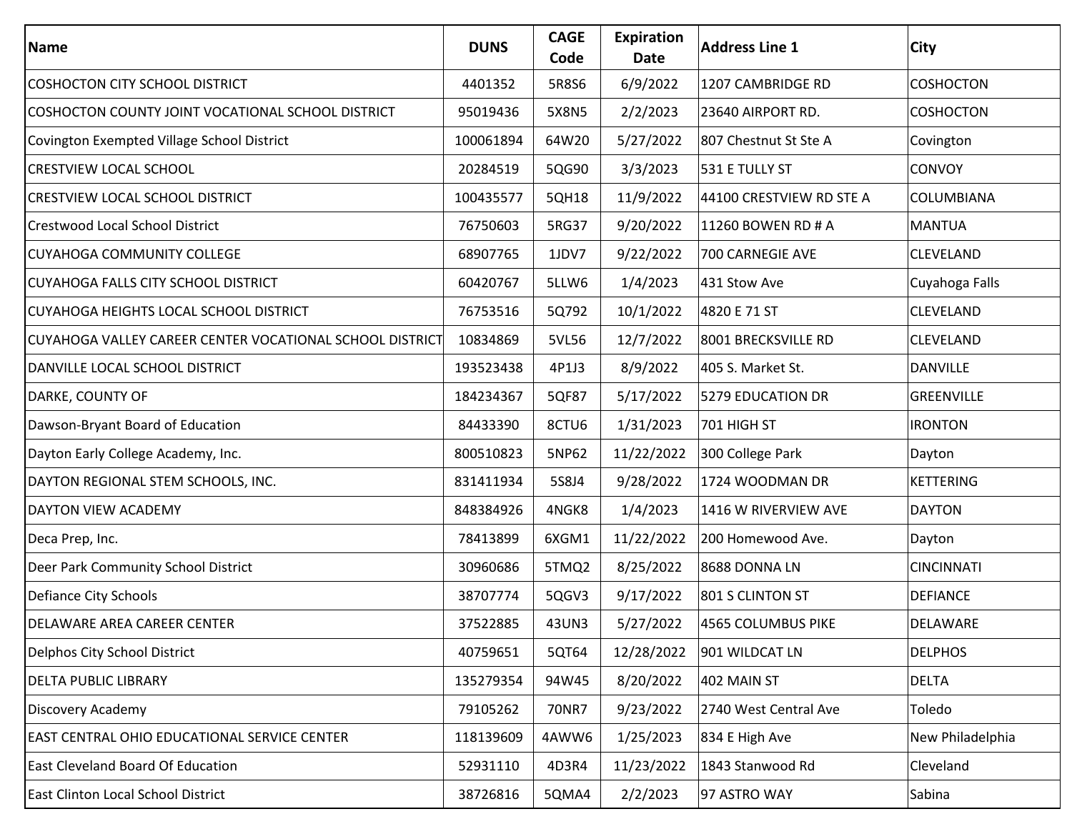| Name | DUNS | CAGE Code | Expiration Date | Address Line 1 | City |
|---|---|---|---|---|---|
| COSHOCTON CITY SCHOOL DISTRICT | 4401352 | 5R8S6 | 6/9/2022 | 1207 CAMBRIDGE RD | COSHOCTON |
| COSHOCTON COUNTY JOINT VOCATIONAL SCHOOL DISTRICT | 95019436 | 5X8N5 | 2/2/2023 | 23640 AIRPORT RD. | COSHOCTON |
| Covington Exempted Village School District | 100061894 | 64W20 | 5/27/2022 | 807 Chestnut St Ste A | Covington |
| CRESTVIEW LOCAL SCHOOL | 20284519 | 5QG90 | 3/3/2023 | 531 E TULLY ST | CONVOY |
| CRESTVIEW LOCAL SCHOOL DISTRICT | 100435577 | 5QH18 | 11/9/2022 | 44100 CRESTVIEW RD STE A | COLUMBIANA |
| Crestwood Local School District | 76750603 | 5RG37 | 9/20/2022 | 11260 BOWEN RD # A | MANTUA |
| CUYAHOGA COMMUNITY COLLEGE | 68907765 | 1JDV7 | 9/22/2022 | 700 CARNEGIE AVE | CLEVELAND |
| CUYAHOGA FALLS CITY SCHOOL DISTRICT | 60420767 | 5LLW6 | 1/4/2023 | 431 Stow Ave | Cuyahoga Falls |
| CUYAHOGA HEIGHTS LOCAL SCHOOL DISTRICT | 76753516 | 5Q792 | 10/1/2022 | 4820 E 71 ST | CLEVELAND |
| CUYAHOGA VALLEY CAREER CENTER VOCATIONAL SCHOOL DISTRICT | 10834869 | 5VL56 | 12/7/2022 | 8001 BRECKSVILLE RD | CLEVELAND |
| DANVILLE LOCAL SCHOOL DISTRICT | 193523438 | 4P1J3 | 8/9/2022 | 405 S. Market St. | DANVILLE |
| DARKE, COUNTY OF | 184234367 | 5QF87 | 5/17/2022 | 5279 EDUCATION DR | GREENVILLE |
| Dawson-Bryant Board of Education | 84433390 | 8CTU6 | 1/31/2023 | 701 HIGH ST | IRONTON |
| Dayton Early College Academy, Inc. | 800510823 | 5NP62 | 11/22/2022 | 300 College Park | Dayton |
| DAYTON REGIONAL STEM SCHOOLS, INC. | 831411934 | 5S8J4 | 9/28/2022 | 1724 WOODMAN DR | KETTERING |
| DAYTON VIEW ACADEMY | 848384926 | 4NGK8 | 1/4/2023 | 1416 W RIVERVIEW AVE | DAYTON |
| Deca Prep, Inc. | 78413899 | 6XGM1 | 11/22/2022 | 200 Homewood Ave. | Dayton |
| Deer Park Community School District | 30960686 | 5TMQ2 | 8/25/2022 | 8688 DONNA LN | CINCINNATI |
| Defiance City Schools | 38707774 | 5QGV3 | 9/17/2022 | 801 S CLINTON ST | DEFIANCE |
| DELAWARE AREA CAREER CENTER | 37522885 | 43UN3 | 5/27/2022 | 4565 COLUMBUS PIKE | DELAWARE |
| Delphos City School District | 40759651 | 5QT64 | 12/28/2022 | 901 WILDCAT LN | DELPHOS |
| DELTA PUBLIC LIBRARY | 135279354 | 94W45 | 8/20/2022 | 402 MAIN ST | DELTA |
| Discovery Academy | 79105262 | 70NR7 | 9/23/2022 | 2740 West Central Ave | Toledo |
| EAST CENTRAL OHIO EDUCATIONAL SERVICE CENTER | 118139609 | 4AWW6 | 1/25/2023 | 834 E High Ave | New Philadelphia |
| East Cleveland Board Of Education | 52931110 | 4D3R4 | 11/23/2022 | 1843 Stanwood Rd | Cleveland |
| East Clinton Local School District | 38726816 | 5QMA4 | 2/2/2023 | 97 ASTRO WAY | Sabina |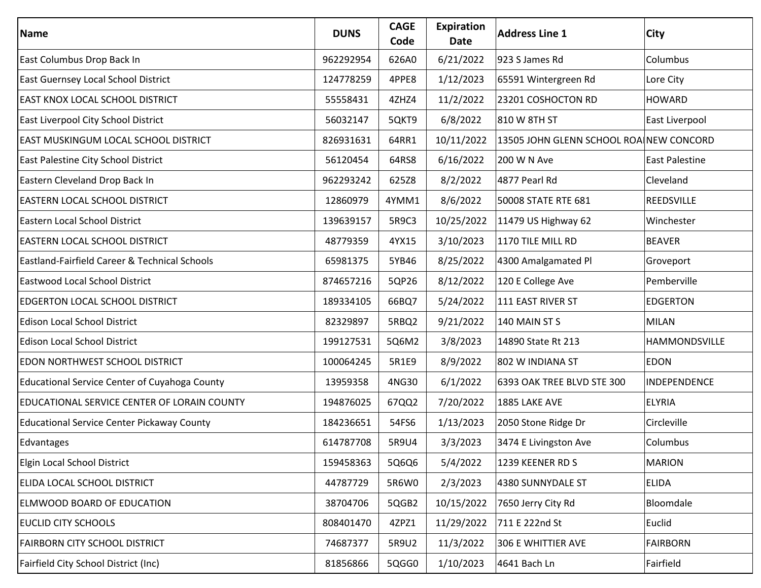| Name | DUNS | CAGE Code | Expiration Date | Address Line 1 | City |
|---|---|---|---|---|---|
| East Columbus Drop Back In | 962292954 | 626A0 | 6/21/2022 | 923 S James Rd | Columbus |
| East Guernsey Local School District | 124778259 | 4PPE8 | 1/12/2023 | 65591 Wintergreen Rd | Lore City |
| EAST KNOX LOCAL SCHOOL DISTRICT | 55558431 | 4ZHZ4 | 11/2/2022 | 23201 COSHOCTON RD | HOWARD |
| East Liverpool City School District | 56032147 | 5QKT9 | 6/8/2022 | 810 W 8TH ST | East Liverpool |
| EAST MUSKINGUM LOCAL SCHOOL DISTRICT | 826931631 | 64RR1 | 10/11/2022 | 13505 JOHN GLENN SCHOOL ROAI | NEW CONCORD |
| East Palestine City School District | 56120454 | 64RS8 | 6/16/2022 | 200 W N Ave | East Palestine |
| Eastern Cleveland Drop Back In | 962293242 | 625Z8 | 8/2/2022 | 4877 Pearl Rd | Cleveland |
| EASTERN LOCAL SCHOOL DISTRICT | 12860979 | 4YMM1 | 8/6/2022 | 50008 STATE RTE 681 | REEDSVILLE |
| Eastern Local School District | 139639157 | 5R9C3 | 10/25/2022 | 11479 US Highway 62 | Winchester |
| EASTERN LOCAL SCHOOL DISTRICT | 48779359 | 4YX15 | 3/10/2023 | 1170 TILE MILL RD | BEAVER |
| Eastland-Fairfield Career & Technical Schools | 65981375 | 5YB46 | 8/25/2022 | 4300 Amalgamated Pl | Groveport |
| Eastwood Local School District | 874657216 | 5QP26 | 8/12/2022 | 120 E College Ave | Pemberville |
| EDGERTON LOCAL SCHOOL DISTRICT | 189334105 | 66BQ7 | 5/24/2022 | 111 EAST RIVER ST | EDGERTON |
| Edison Local School District | 82329897 | 5RBQ2 | 9/21/2022 | 140 MAIN ST S | MILAN |
| Edison Local School District | 199127531 | 5Q6M2 | 3/8/2023 | 14890 State Rt 213 | HAMMONDSVILLE |
| EDON NORTHWEST SCHOOL DISTRICT | 100064245 | 5R1E9 | 8/9/2022 | 802 W INDIANA ST | EDON |
| Educational Service Center of Cuyahoga County | 13959358 | 4NG30 | 6/1/2022 | 6393 OAK TREE BLVD STE 300 | INDEPENDENCE |
| EDUCATIONAL SERVICE CENTER OF LORAIN COUNTY | 194876025 | 67QQ2 | 7/20/2022 | 1885 LAKE AVE | ELYRIA |
| Educational Service Center Pickaway County | 184236651 | 54FS6 | 1/13/2023 | 2050 Stone Ridge Dr | Circleville |
| Edvantages | 614787708 | 5R9U4 | 3/3/2023 | 3474 E Livingston Ave | Columbus |
| Elgin Local School District | 159458363 | 5Q6Q6 | 5/4/2022 | 1239 KEENER RD S | MARION |
| ELIDA LOCAL SCHOOL DISTRICT | 44787729 | 5R6W0 | 2/3/2023 | 4380 SUNNYDALE ST | ELIDA |
| ELMWOOD BOARD OF EDUCATION | 38704706 | 5QGB2 | 10/15/2022 | 7650 Jerry City Rd | Bloomdale |
| EUCLID CITY SCHOOLS | 808401470 | 4ZPZ1 | 11/29/2022 | 711 E 222nd St | Euclid |
| FAIRBORN CITY SCHOOL DISTRICT | 74687377 | 5R9U2 | 11/3/2022 | 306 E WHITTIER AVE | FAIRBORN |
| Fairfield City School District (Inc) | 81856866 | 5QGG0 | 1/10/2023 | 4641 Bach Ln | Fairfield |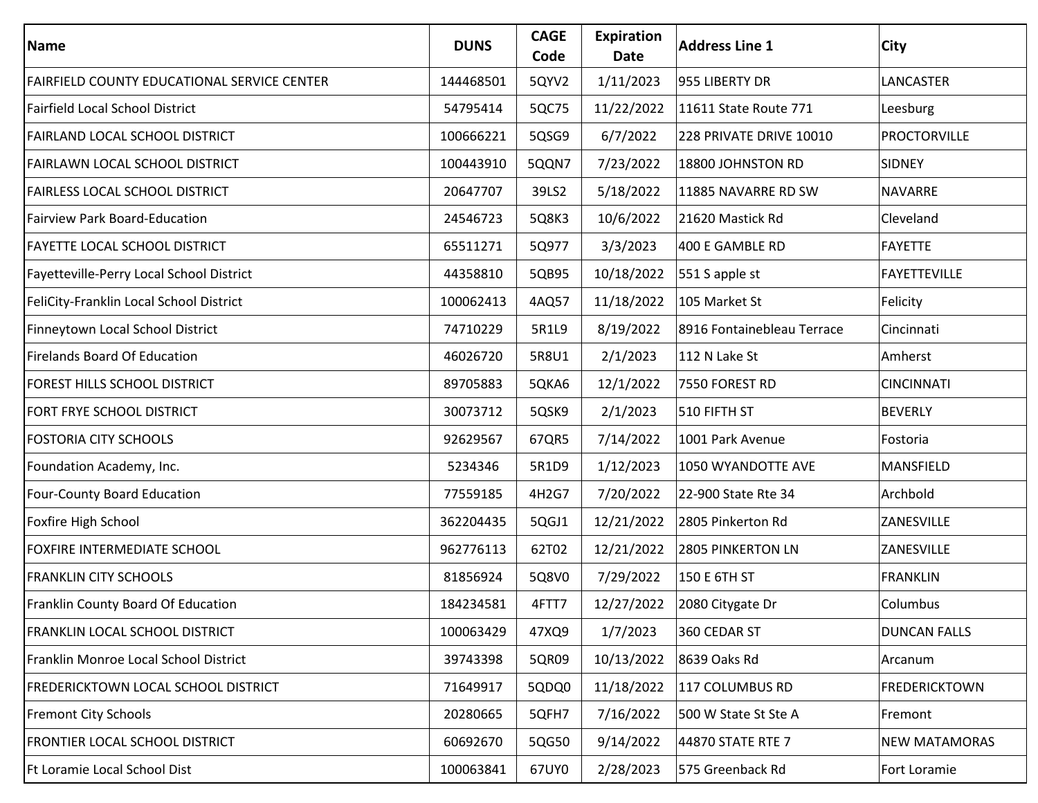| Name | DUNS | CAGE Code | Expiration Date | Address Line 1 | City |
|---|---|---|---|---|---|
| FAIRFIELD COUNTY EDUCATIONAL SERVICE CENTER | 144468501 | 5QYV2 | 1/11/2023 | 955 LIBERTY DR | LANCASTER |
| Fairfield Local School District | 54795414 | 5QC75 | 11/22/2022 | 11611 State Route 771 | Leesburg |
| FAIRLAND LOCAL SCHOOL DISTRICT | 100666221 | 5QSG9 | 6/7/2022 | 228 PRIVATE DRIVE 10010 | PROCTORVILLE |
| FAIRLAWN LOCAL SCHOOL DISTRICT | 100443910 | 5QQN7 | 7/23/2022 | 18800 JOHNSTON RD | SIDNEY |
| FAIRLESS LOCAL SCHOOL DISTRICT | 20647707 | 39LS2 | 5/18/2022 | 11885 NAVARRE RD SW | NAVARRE |
| Fairview Park Board-Education | 24546723 | 5Q8K3 | 10/6/2022 | 21620 Mastick Rd | Cleveland |
| FAYETTE LOCAL SCHOOL DISTRICT | 65511271 | 5Q977 | 3/3/2023 | 400 E GAMBLE RD | FAYETTE |
| Fayetteville-Perry Local School District | 44358810 | 5QB95 | 10/18/2022 | 551 S apple st | FAYETTEVILLE |
| FeliCity-Franklin Local School District | 100062413 | 4AQ57 | 11/18/2022 | 105 Market St | Felicity |
| Finneytown Local School District | 74710229 | 5R1L9 | 8/19/2022 | 8916 Fontainebleau Terrace | Cincinnati |
| Firelands Board Of Education | 46026720 | 5R8U1 | 2/1/2023 | 112 N Lake St | Amherst |
| FOREST HILLS SCHOOL DISTRICT | 89705883 | 5QKA6 | 12/1/2022 | 7550 FOREST RD | CINCINNATI |
| FORT FRYE SCHOOL DISTRICT | 30073712 | 5QSK9 | 2/1/2023 | 510 FIFTH ST | BEVERLY |
| FOSTORIA CITY SCHOOLS | 92629567 | 67QR5 | 7/14/2022 | 1001 Park Avenue | Fostoria |
| Foundation Academy, Inc. | 5234346 | 5R1D9 | 1/12/2023 | 1050 WYANDOTTE AVE | MANSFIELD |
| Four-County Board Education | 77559185 | 4H2G7 | 7/20/2022 | 22-900 State Rte 34 | Archbold |
| Foxfire High School | 362204435 | 5QGJ1 | 12/21/2022 | 2805 Pinkerton Rd | ZANESVILLE |
| FOXFIRE INTERMEDIATE SCHOOL | 962776113 | 62T02 | 12/21/2022 | 2805 PINKERTON LN | ZANESVILLE |
| FRANKLIN CITY SCHOOLS | 81856924 | 5Q8V0 | 7/29/2022 | 150 E 6TH ST | FRANKLIN |
| Franklin County Board Of Education | 184234581 | 4FTT7 | 12/27/2022 | 2080 Citygate Dr | Columbus |
| FRANKLIN LOCAL SCHOOL DISTRICT | 100063429 | 47XQ9 | 1/7/2023 | 360 CEDAR ST | DUNCAN FALLS |
| Franklin Monroe Local School District | 39743398 | 5QR09 | 10/13/2022 | 8639 Oaks Rd | Arcanum |
| FREDERICKTOWN LOCAL SCHOOL DISTRICT | 71649917 | 5QDQ0 | 11/18/2022 | 117 COLUMBUS RD | FREDERICKTOWN |
| Fremont City Schools | 20280665 | 5QFH7 | 7/16/2022 | 500 W State St Ste A | Fremont |
| FRONTIER LOCAL SCHOOL DISTRICT | 60692670 | 5QG50 | 9/14/2022 | 44870 STATE RTE 7 | NEW MATAMORAS |
| Ft Loramie Local School Dist | 100063841 | 67UY0 | 2/28/2023 | 575 Greenback Rd | Fort Loramie |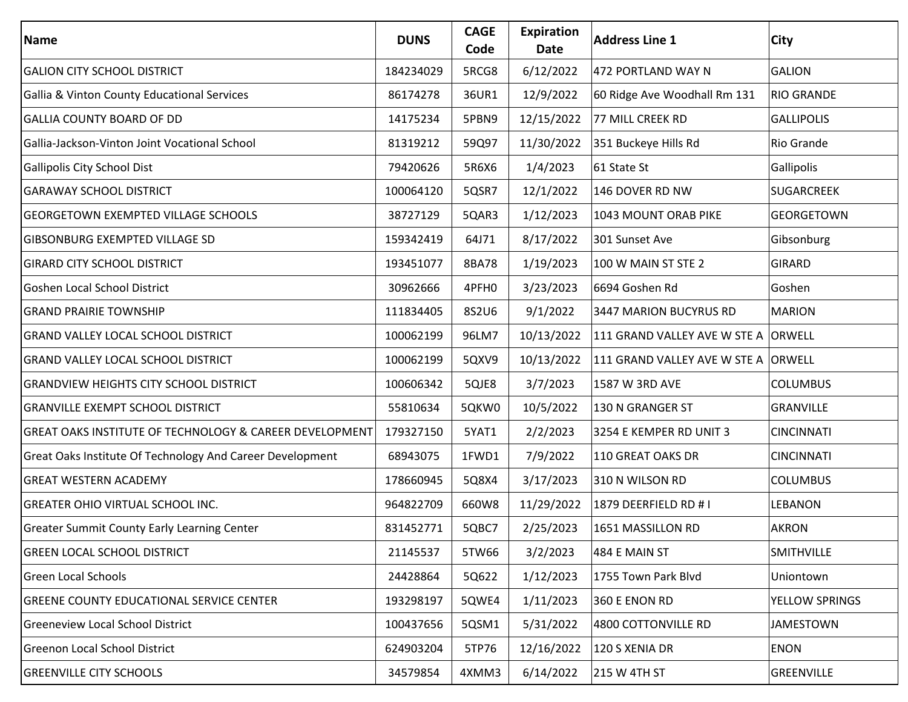| Name | DUNS | CAGE Code | Expiration Date | Address Line 1 | City |
|---|---|---|---|---|---|
| GALION CITY SCHOOL DISTRICT | 184234029 | 5RCG8 | 6/12/2022 | 472 PORTLAND WAY N | GALION |
| Gallia & Vinton County Educational Services | 86174278 | 36UR1 | 12/9/2022 | 60 Ridge Ave Woodhall Rm 131 | RIO GRANDE |
| GALLIA COUNTY BOARD OF DD | 14175234 | 5PBN9 | 12/15/2022 | 77 MILL CREEK RD | GALLIPOLIS |
| Gallia-Jackson-Vinton Joint Vocational School | 81319212 | 59Q97 | 11/30/2022 | 351 Buckeye Hills Rd | Rio Grande |
| Gallipolis City School Dist | 79420626 | 5R6X6 | 1/4/2023 | 61 State St | Gallipolis |
| GARAWAY SCHOOL DISTRICT | 100064120 | 5QSR7 | 12/1/2022 | 146 DOVER RD NW | SUGARCREEK |
| GEORGETOWN EXEMPTED VILLAGE SCHOOLS | 38727129 | 5QAR3 | 1/12/2023 | 1043 MOUNT ORAB PIKE | GEORGETOWN |
| GIBSONBURG EXEMPTED VILLAGE SD | 159342419 | 64J71 | 8/17/2022 | 301 Sunset Ave | Gibsonburg |
| GIRARD CITY SCHOOL DISTRICT | 193451077 | 8BA78 | 1/19/2023 | 100 W MAIN ST STE 2 | GIRARD |
| Goshen Local School District | 30962666 | 4PFH0 | 3/23/2023 | 6694 Goshen Rd | Goshen |
| GRAND PRAIRIE TOWNSHIP | 111834405 | 8S2U6 | 9/1/2022 | 3447 MARION BUCYRUS RD | MARION |
| GRAND VALLEY LOCAL SCHOOL DISTRICT | 100062199 | 96LM7 | 10/13/2022 | 111 GRAND VALLEY AVE W STE A | ORWELL |
| GRAND VALLEY LOCAL SCHOOL DISTRICT | 100062199 | 5QXV9 | 10/13/2022 | 111 GRAND VALLEY AVE W STE A | ORWELL |
| GRANDVIEW HEIGHTS CITY SCHOOL DISTRICT | 100606342 | 5QJE8 | 3/7/2023 | 1587 W 3RD AVE | COLUMBUS |
| GRANVILLE EXEMPT SCHOOL DISTRICT | 55810634 | 5QKW0 | 10/5/2022 | 130 N GRANGER ST | GRANVILLE |
| GREAT OAKS INSTITUTE OF TECHNOLOGY & CAREER DEVELOPMENT | 179327150 | 5YAT1 | 2/2/2023 | 3254 E KEMPER RD UNIT 3 | CINCINNATI |
| Great Oaks Institute Of Technology And Career Development | 68943075 | 1FWD1 | 7/9/2022 | 110 GREAT OAKS DR | CINCINNATI |
| GREAT WESTERN ACADEMY | 178660945 | 5Q8X4 | 3/17/2023 | 310 N WILSON RD | COLUMBUS |
| GREATER OHIO VIRTUAL SCHOOL INC. | 964822709 | 660W8 | 11/29/2022 | 1879 DEERFIELD RD # I | LEBANON |
| Greater Summit County Early Learning Center | 831452771 | 5QBC7 | 2/25/2023 | 1651 MASSILLON RD | AKRON |
| GREEN LOCAL SCHOOL DISTRICT | 21145537 | 5TW66 | 3/2/2023 | 484 E MAIN ST | SMITHVILLE |
| Green Local Schools | 24428864 | 5Q622 | 1/12/2023 | 1755 Town Park Blvd | Uniontown |
| GREENE COUNTY EDUCATIONAL SERVICE CENTER | 193298197 | 5QWE4 | 1/11/2023 | 360 E ENON RD | YELLOW SPRINGS |
| Greeneview Local School District | 100437656 | 5QSM1 | 5/31/2022 | 4800 COTTONVILLE RD | JAMESTOWN |
| Greenon Local School District | 624903204 | 5TP76 | 12/16/2022 | 120 S XENIA DR | ENON |
| GREENVILLE CITY SCHOOLS | 34579854 | 4XMM3 | 6/14/2022 | 215 W 4TH ST | GREENVILLE |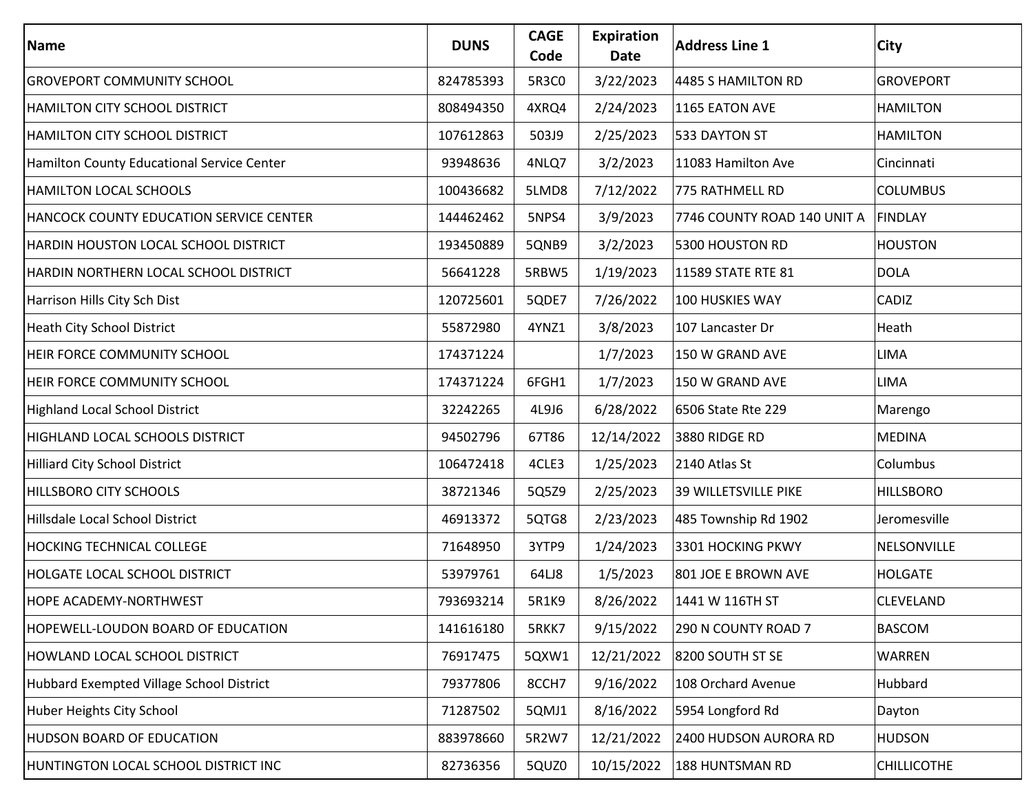| Name | DUNS | CAGE Code | Expiration Date | Address Line 1 | City |
|---|---|---|---|---|---|
| GROVEPORT COMMUNITY SCHOOL | 824785393 | 5R3C0 | 3/22/2023 | 4485 S HAMILTON RD | GROVEPORT |
| HAMILTON CITY SCHOOL DISTRICT | 808494350 | 4XRQ4 | 2/24/2023 | 1165 EATON AVE | HAMILTON |
| HAMILTON CITY SCHOOL DISTRICT | 107612863 | 503J9 | 2/25/2023 | 533 DAYTON ST | HAMILTON |
| Hamilton County Educational Service Center | 93948636 | 4NLQ7 | 3/2/2023 | 11083 Hamilton Ave | Cincinnati |
| HAMILTON LOCAL SCHOOLS | 100436682 | 5LMD8 | 7/12/2022 | 775 RATHMELL RD | COLUMBUS |
| HANCOCK COUNTY EDUCATION SERVICE CENTER | 144462462 | 5NPS4 | 3/9/2023 | 7746 COUNTY ROAD 140 UNIT A | FINDLAY |
| HARDIN HOUSTON LOCAL SCHOOL DISTRICT | 193450889 | 5QNB9 | 3/2/2023 | 5300 HOUSTON RD | HOUSTON |
| HARDIN NORTHERN LOCAL SCHOOL DISTRICT | 56641228 | 5RBW5 | 1/19/2023 | 11589 STATE RTE 81 | DOLA |
| Harrison Hills City Sch Dist | 120725601 | 5QDE7 | 7/26/2022 | 100 HUSKIES WAY | CADIZ |
| Heath City School District | 55872980 | 4YNZ1 | 3/8/2023 | 107 Lancaster Dr | Heath |
| HEIR FORCE COMMUNITY SCHOOL | 174371224 | | 1/7/2023 | 150 W GRAND AVE | LIMA |
| HEIR FORCE COMMUNITY SCHOOL | 174371224 | 6FGH1 | 1/7/2023 | 150 W GRAND AVE | LIMA |
| Highland Local School District | 32242265 | 4L9J6 | 6/28/2022 | 6506 State Rte 229 | Marengo |
| HIGHLAND LOCAL SCHOOLS DISTRICT | 94502796 | 67T86 | 12/14/2022 | 3880 RIDGE RD | MEDINA |
| Hilliard City School District | 106472418 | 4CLE3 | 1/25/2023 | 2140 Atlas St | Columbus |
| HILLSBORO CITY SCHOOLS | 38721346 | 5Q5Z9 | 2/25/2023 | 39 WILLETSVILLE PIKE | HILLSBORO |
| Hillsdale Local School District | 46913372 | 5QTG8 | 2/23/2023 | 485 Township Rd 1902 | Jeromesville |
| HOCKING TECHNICAL COLLEGE | 71648950 | 3YTP9 | 1/24/2023 | 3301 HOCKING PKWY | NELSONVILLE |
| HOLGATE LOCAL SCHOOL DISTRICT | 53979761 | 64LJ8 | 1/5/2023 | 801 JOE E BROWN AVE | HOLGATE |
| HOPE ACADEMY-NORTHWEST | 793693214 | 5R1K9 | 8/26/2022 | 1441 W 116TH ST | CLEVELAND |
| HOPEWELL-LOUDON BOARD OF EDUCATION | 141616180 | 5RKK7 | 9/15/2022 | 290 N COUNTY ROAD 7 | BASCOM |
| HOWLAND LOCAL SCHOOL DISTRICT | 76917475 | 5QXW1 | 12/21/2022 | 8200 SOUTH ST SE | WARREN |
| Hubbard Exempted Village School District | 79377806 | 8CCH7 | 9/16/2022 | 108 Orchard Avenue | Hubbard |
| Huber Heights City School | 71287502 | 5QMJ1 | 8/16/2022 | 5954 Longford Rd | Dayton |
| HUDSON BOARD OF EDUCATION | 883978660 | 5R2W7 | 12/21/2022 | 2400 HUDSON AURORA RD | HUDSON |
| HUNTINGTON LOCAL SCHOOL DISTRICT INC | 82736356 | 5QUZ0 | 10/15/2022 | 188 HUNTSMAN RD | CHILLICOTHE |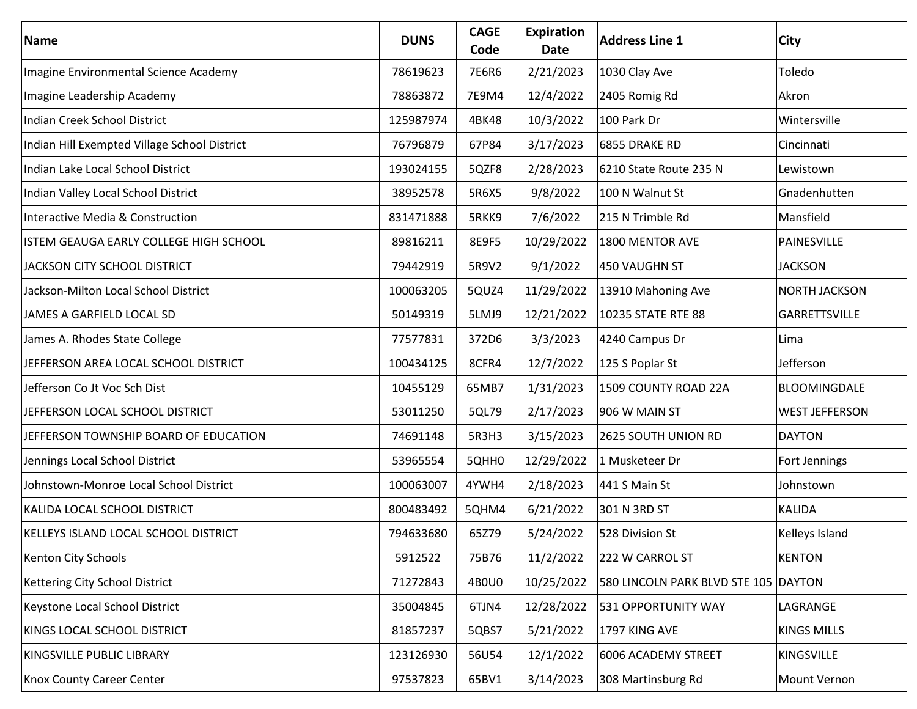| Name | DUNS | CAGE Code | Expiration Date | Address Line 1 | City |
|---|---|---|---|---|---|
| Imagine Environmental Science Academy | 78619623 | 7E6R6 | 2/21/2023 | 1030 Clay Ave | Toledo |
| Imagine Leadership Academy | 78863872 | 7E9M4 | 12/4/2022 | 2405 Romig Rd | Akron |
| Indian Creek School District | 125987974 | 4BK48 | 10/3/2022 | 100 Park Dr | Wintersville |
| Indian Hill Exempted Village School District | 76796879 | 67P84 | 3/17/2023 | 6855 DRAKE RD | Cincinnati |
| Indian Lake Local School District | 193024155 | 5QZF8 | 2/28/2023 | 6210 State Route 235 N | Lewistown |
| Indian Valley Local School District | 38952578 | 5R6X5 | 9/8/2022 | 100 N Walnut St | Gnadenhutten |
| Interactive Media & Construction | 831471888 | 5RKK9 | 7/6/2022 | 215 N Trimble Rd | Mansfield |
| ISTEM GEAUGA EARLY COLLEGE HIGH SCHOOL | 89816211 | 8E9F5 | 10/29/2022 | 1800 MENTOR AVE | PAINESVILLE |
| JACKSON CITY SCHOOL DISTRICT | 79442919 | 5R9V2 | 9/1/2022 | 450 VAUGHN ST | JACKSON |
| Jackson-Milton Local School District | 100063205 | 5QUZ4 | 11/29/2022 | 13910 Mahoning Ave | NORTH JACKSON |
| JAMES A GARFIELD LOCAL SD | 50149319 | 5LMJ9 | 12/21/2022 | 10235 STATE RTE 88 | GARRETTSVILLE |
| James A. Rhodes State College | 77577831 | 372D6 | 3/3/2023 | 4240 Campus Dr | Lima |
| JEFFERSON AREA LOCAL SCHOOL DISTRICT | 100434125 | 8CFR4 | 12/7/2022 | 125 S Poplar St | Jefferson |
| Jefferson Co Jt Voc Sch Dist | 10455129 | 65MB7 | 1/31/2023 | 1509 COUNTY ROAD 22A | BLOOMINGDALE |
| JEFFERSON LOCAL SCHOOL DISTRICT | 53011250 | 5QL79 | 2/17/2023 | 906 W MAIN ST | WEST JEFFERSON |
| JEFFERSON TOWNSHIP BOARD OF EDUCATION | 74691148 | 5R3H3 | 3/15/2023 | 2625 SOUTH UNION RD | DAYTON |
| Jennings Local School District | 53965554 | 5QHH0 | 12/29/2022 | 1 Musketeer Dr | Fort Jennings |
| Johnstown-Monroe Local School District | 100063007 | 4YWH4 | 2/18/2023 | 441 S Main St | Johnstown |
| KALIDA LOCAL SCHOOL DISTRICT | 800483492 | 5QHM4 | 6/21/2022 | 301 N 3RD ST | KALIDA |
| KELLEYS ISLAND LOCAL SCHOOL DISTRICT | 794633680 | 65Z79 | 5/24/2022 | 528 Division St | Kelleys Island |
| Kenton City Schools | 5912522 | 75B76 | 11/2/2022 | 222 W CARROL ST | KENTON |
| Kettering City School District | 71272843 | 4B0U0 | 10/25/2022 | 580 LINCOLN PARK BLVD STE 105 | DAYTON |
| Keystone Local School District | 35004845 | 6TJN4 | 12/28/2022 | 531 OPPORTUNITY WAY | LAGRANGE |
| KINGS LOCAL SCHOOL DISTRICT | 81857237 | 5QBS7 | 5/21/2022 | 1797 KING AVE | KINGS MILLS |
| KINGSVILLE PUBLIC LIBRARY | 123126930 | 56U54 | 12/1/2022 | 6006 ACADEMY STREET | KINGSVILLE |
| Knox County Career Center | 97537823 | 65BV1 | 3/14/2023 | 308 Martinsburg Rd | Mount Vernon |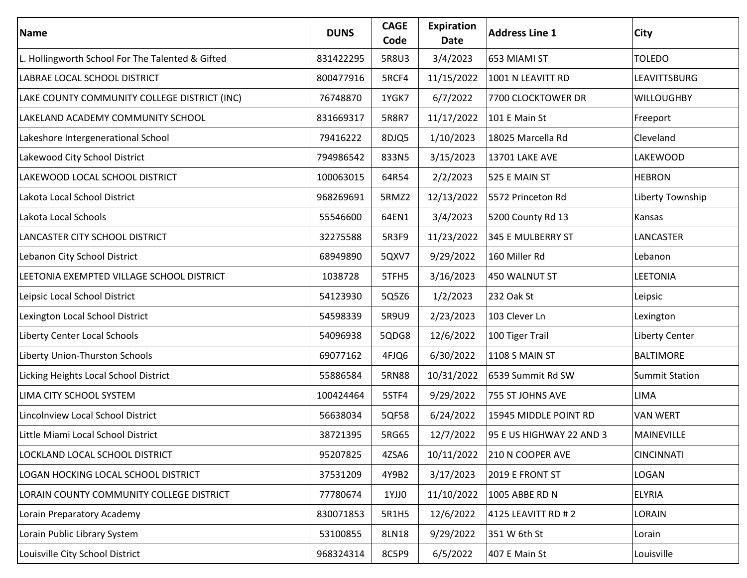| Name | DUNS | CAGE Code | Expiration Date | Address Line 1 | City |
|---|---|---|---|---|---|
| L. Hollingworth School For The Talented & Gifted | 831422295 | 5R8U3 | 3/4/2023 | 653 MIAMI ST | TOLEDO |
| LABRAE LOCAL SCHOOL DISTRICT | 800477916 | 5RCF4 | 11/15/2022 | 1001 N LEAVITT RD | LEAVITTSBURG |
| LAKE COUNTY COMMUNITY COLLEGE DISTRICT (INC) | 76748870 | 1YGK7 | 6/7/2022 | 7700 CLOCKTOWER DR | WILLOUGHBY |
| LAKELAND ACADEMY COMMUNITY SCHOOL | 831669317 | 5R8R7 | 11/17/2022 | 101 E Main St | Freeport |
| Lakeshore Intergenerational School | 79416222 | 8DJQ5 | 1/10/2023 | 18025 Marcella Rd | Cleveland |
| Lakewood City School District | 794986542 | 833N5 | 3/15/2023 | 13701 LAKE AVE | LAKEWOOD |
| LAKEWOOD LOCAL SCHOOL DISTRICT | 100063015 | 64R54 | 2/2/2023 | 525 E MAIN ST | HEBRON |
| Lakota Local School District | 968269691 | 5RMZ2 | 12/13/2022 | 5572 Princeton Rd | Liberty Township |
| Lakota Local Schools | 55546600 | 64EN1 | 3/4/2023 | 5200 County Rd 13 | Kansas |
| LANCASTER CITY SCHOOL DISTRICT | 32275588 | 5R3F9 | 11/23/2022 | 345 E MULBERRY ST | LANCASTER |
| Lebanon City School District | 68949890 | 5QXV7 | 9/29/2022 | 160 Miller Rd | Lebanon |
| LEETONIA EXEMPTED VILLAGE SCHOOL DISTRICT | 1038728 | 5TFH5 | 3/16/2023 | 450 WALNUT ST | LEETONIA |
| Leipsic Local School District | 54123930 | 5Q5Z6 | 1/2/2023 | 232 Oak St | Leipsic |
| Lexington Local School District | 54598339 | 5R9U9 | 2/23/2023 | 103 Clever Ln | Lexington |
| Liberty Center Local Schools | 54096938 | 5QDG8 | 12/6/2022 | 100 Tiger Trail | Liberty Center |
| Liberty Union-Thurston Schools | 69077162 | 4FJQ6 | 6/30/2022 | 1108 S MAIN ST | BALTIMORE |
| Licking Heights Local School District | 55886584 | 5RN88 | 10/31/2022 | 6539 Summit Rd SW | Summit Station |
| LIMA CITY SCHOOL SYSTEM | 100424464 | 5STF4 | 9/29/2022 | 755 ST JOHNS AVE | LIMA |
| Lincolnview Local School District | 56638034 | 5QF58 | 6/24/2022 | 15945 MIDDLE POINT RD | VAN WERT |
| Little Miami Local School District | 38721395 | 5RG65 | 12/7/2022 | 95 E US HIGHWAY 22 AND 3 | MAINEVILLE |
| LOCKLAND LOCAL SCHOOL DISTRICT | 95207825 | 4ZSA6 | 10/11/2022 | 210 N COOPER AVE | CINCINNATI |
| LOGAN HOCKING LOCAL SCHOOL DISTRICT | 37531209 | 4Y9B2 | 3/17/2023 | 2019 E FRONT ST | LOGAN |
| LORAIN COUNTY COMMUNITY COLLEGE DISTRICT | 77780674 | 1YJJ0 | 11/10/2022 | 1005 ABBE RD N | ELYRIA |
| Lorain Preparatory Academy | 830071853 | 5R1H5 | 12/6/2022 | 4125 LEAVITT RD # 2 | LORAIN |
| Lorain Public Library System | 53100855 | 8LN18 | 9/29/2022 | 351 W 6th St | Lorain |
| Louisville City School District | 968324314 | 8C5P9 | 6/5/2022 | 407 E Main St | Louisville |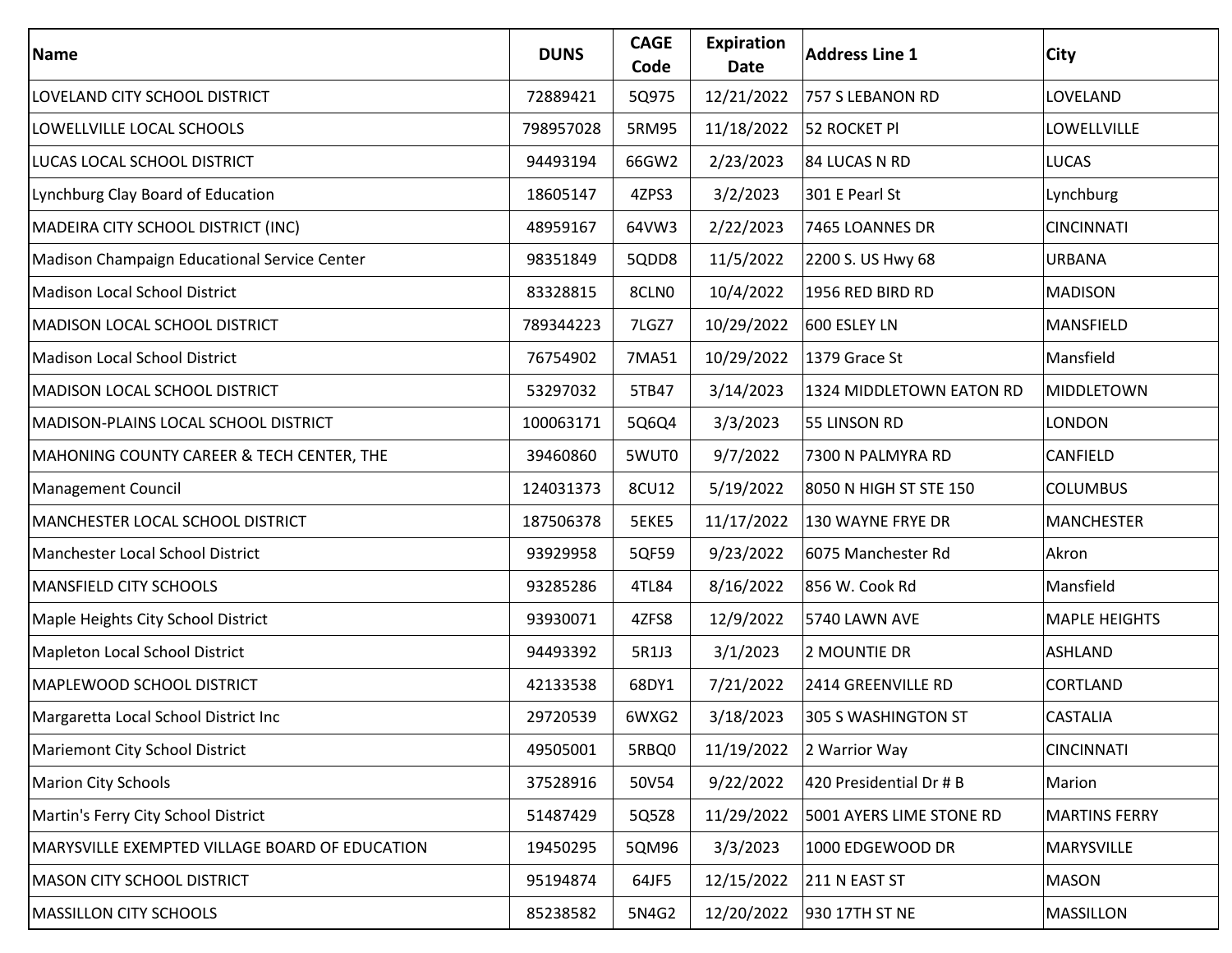| Name | DUNS | CAGE Code | Expiration Date | Address Line 1 | City |
|---|---|---|---|---|---|
| LOVELAND CITY SCHOOL DISTRICT | 72889421 | 5Q975 | 12/21/2022 | 757 S LEBANON RD | LOVELAND |
| LOWELLVILLE LOCAL SCHOOLS | 798957028 | 5RM95 | 11/18/2022 | 52 ROCKET Pl | LOWELLVILLE |
| LUCAS LOCAL SCHOOL DISTRICT | 94493194 | 66GW2 | 2/23/2023 | 84 LUCAS N RD | LUCAS |
| Lynchburg Clay Board of Education | 18605147 | 4ZPS3 | 3/2/2023 | 301 E Pearl St | Lynchburg |
| MADEIRA CITY SCHOOL DISTRICT (INC) | 48959167 | 64VW3 | 2/22/2023 | 7465 LOANNES DR | CINCINNATI |
| Madison Champaign Educational Service Center | 98351849 | 5QDD8 | 11/5/2022 | 2200 S. US Hwy 68 | URBANA |
| Madison Local School District | 83328815 | 8CLN0 | 10/4/2022 | 1956 RED BIRD RD | MADISON |
| MADISON LOCAL SCHOOL DISTRICT | 789344223 | 7LGZ7 | 10/29/2022 | 600 ESLEY LN | MANSFIELD |
| Madison Local School District | 76754902 | 7MA51 | 10/29/2022 | 1379 Grace St | Mansfield |
| MADISON LOCAL SCHOOL DISTRICT | 53297032 | 5TB47 | 3/14/2023 | 1324 MIDDLETOWN EATON RD | MIDDLETOWN |
| MADISON-PLAINS LOCAL SCHOOL DISTRICT | 100063171 | 5Q6Q4 | 3/3/2023 | 55 LINSON RD | LONDON |
| MAHONING COUNTY CAREER & TECH CENTER, THE | 39460860 | 5WUT0 | 9/7/2022 | 7300 N PALMYRA RD | CANFIELD |
| Management Council | 124031373 | 8CU12 | 5/19/2022 | 8050 N HIGH ST STE 150 | COLUMBUS |
| MANCHESTER LOCAL SCHOOL DISTRICT | 187506378 | 5EKE5 | 11/17/2022 | 130 WAYNE FRYE DR | MANCHESTER |
| Manchester Local School District | 93929958 | 5QF59 | 9/23/2022 | 6075 Manchester Rd | Akron |
| MANSFIELD CITY SCHOOLS | 93285286 | 4TL84 | 8/16/2022 | 856 W. Cook Rd | Mansfield |
| Maple Heights City School District | 93930071 | 4ZFS8 | 12/9/2022 | 5740 LAWN AVE | MAPLE HEIGHTS |
| Mapleton Local School District | 94493392 | 5R1J3 | 3/1/2023 | 2 MOUNTIE DR | ASHLAND |
| MAPLEWOOD SCHOOL DISTRICT | 42133538 | 68DY1 | 7/21/2022 | 2414 GREENVILLE RD | CORTLAND |
| Margaretta Local School District Inc | 29720539 | 6WXG2 | 3/18/2023 | 305 S WASHINGTON ST | CASTALIA |
| Mariemont City School District | 49505001 | 5RBQ0 | 11/19/2022 | 2 Warrior Way | CINCINNATI |
| Marion City Schools | 37528916 | 50V54 | 9/22/2022 | 420 Presidential Dr # B | Marion |
| Martin's Ferry City School District | 51487429 | 5Q5Z8 | 11/29/2022 | 5001 AYERS LIME STONE RD | MARTINS FERRY |
| MARYSVILLE EXEMPTED VILLAGE BOARD OF EDUCATION | 19450295 | 5QM96 | 3/3/2023 | 1000 EDGEWOOD DR | MARYSVILLE |
| MASON CITY SCHOOL DISTRICT | 95194874 | 64JF5 | 12/15/2022 | 211 N EAST ST | MASON |
| MASSILLON CITY SCHOOLS | 85238582 | 5N4G2 | 12/20/2022 | 930 17TH ST NE | MASSILLON |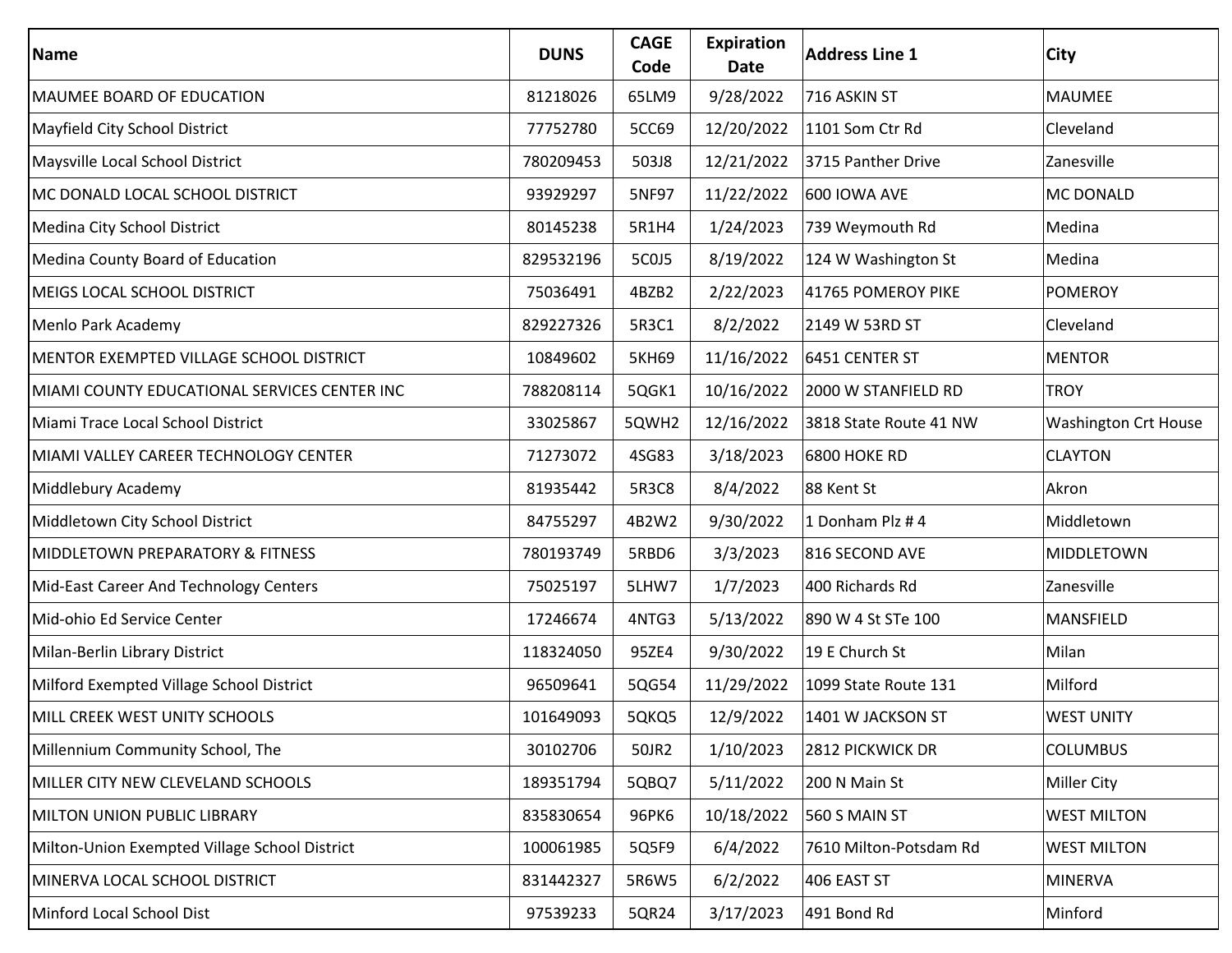| Name | DUNS | CAGE Code | Expiration Date | Address Line 1 | City |
|---|---|---|---|---|---|
| MAUMEE BOARD OF EDUCATION | 81218026 | 65LM9 | 9/28/2022 | 716 ASKIN ST | MAUMEE |
| Mayfield City School District | 77752780 | 5CC69 | 12/20/2022 | 1101 Som Ctr Rd | Cleveland |
| Maysville Local School District | 780209453 | 503J8 | 12/21/2022 | 3715 Panther Drive | Zanesville |
| MC DONALD LOCAL SCHOOL DISTRICT | 93929297 | 5NF97 | 11/22/2022 | 600 IOWA AVE | MC DONALD |
| Medina City School District | 80145238 | 5R1H4 | 1/24/2023 | 739 Weymouth Rd | Medina |
| Medina County Board of Education | 829532196 | 5C0J5 | 8/19/2022 | 124 W Washington St | Medina |
| MEIGS LOCAL SCHOOL DISTRICT | 75036491 | 4BZB2 | 2/22/2023 | 41765 POMEROY PIKE | POMEROY |
| Menlo Park Academy | 829227326 | 5R3C1 | 8/2/2022 | 2149 W 53RD ST | Cleveland |
| MENTOR EXEMPTED VILLAGE SCHOOL DISTRICT | 10849602 | 5KH69 | 11/16/2022 | 6451 CENTER ST | MENTOR |
| MIAMI COUNTY EDUCATIONAL SERVICES CENTER INC | 788208114 | 5QGK1 | 10/16/2022 | 2000 W STANFIELD RD | TROY |
| Miami Trace Local School District | 33025867 | 5QWH2 | 12/16/2022 | 3818 State Route 41 NW | Washington Crt House |
| MIAMI VALLEY CAREER TECHNOLOGY CENTER | 71273072 | 4SG83 | 3/18/2023 | 6800 HOKE RD | CLAYTON |
| Middlebury Academy | 81935442 | 5R3C8 | 8/4/2022 | 88 Kent St | Akron |
| Middletown City School District | 84755297 | 4B2W2 | 9/30/2022 | 1 Donham Plz # 4 | Middletown |
| MIDDLETOWN PREPARATORY & FITNESS | 780193749 | 5RBD6 | 3/3/2023 | 816 SECOND AVE | MIDDLETOWN |
| Mid-East Career And Technology Centers | 75025197 | 5LHW7 | 1/7/2023 | 400 Richards Rd | Zanesville |
| Mid-ohio Ed Service Center | 17246674 | 4NTG3 | 5/13/2022 | 890 W 4 St STe 100 | MANSFIELD |
| Milan-Berlin Library District | 118324050 | 95ZE4 | 9/30/2022 | 19 E Church St | Milan |
| Milford Exempted Village School District | 96509641 | 5QG54 | 11/29/2022 | 1099 State Route 131 | Milford |
| MILL CREEK WEST UNITY SCHOOLS | 101649093 | 5QKQ5 | 12/9/2022 | 1401 W JACKSON ST | WEST UNITY |
| Millennium Community School, The | 30102706 | 50JR2 | 1/10/2023 | 2812 PICKWICK DR | COLUMBUS |
| MILLER CITY NEW CLEVELAND SCHOOLS | 189351794 | 5QBQ7 | 5/11/2022 | 200 N Main St | Miller City |
| MILTON UNION PUBLIC LIBRARY | 835830654 | 96PK6 | 10/18/2022 | 560 S MAIN ST | WEST MILTON |
| Milton-Union Exempted Village School District | 100061985 | 5Q5F9 | 6/4/2022 | 7610 Milton-Potsdam Rd | WEST MILTON |
| MINERVA LOCAL SCHOOL DISTRICT | 831442327 | 5R6W5 | 6/2/2022 | 406 EAST ST | MINERVA |
| Minford Local School Dist | 97539233 | 5QR24 | 3/17/2023 | 491 Bond Rd | Minford |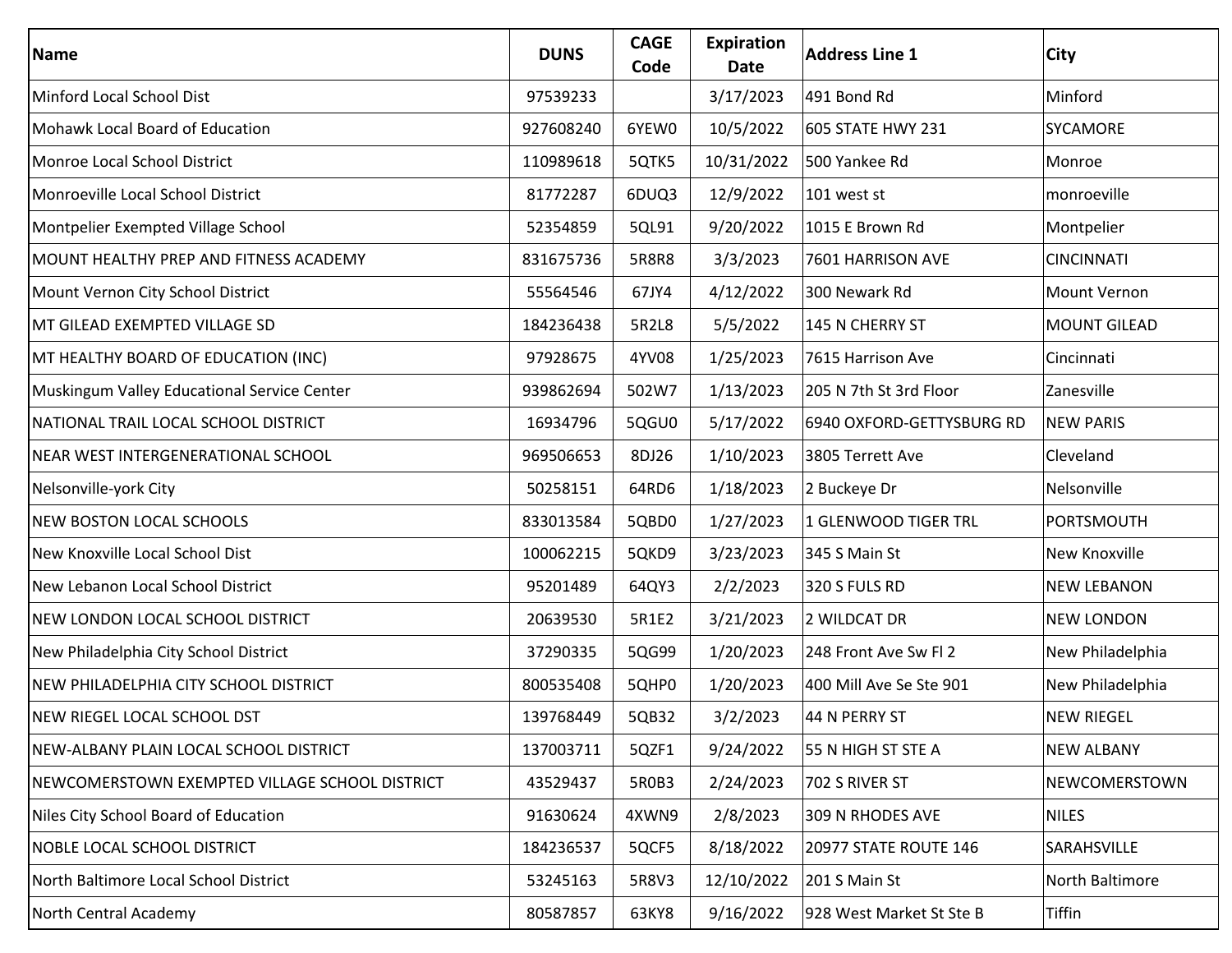| Name | DUNS | CAGE Code | Expiration Date | Address Line 1 | City |
|---|---|---|---|---|---|
| Minford Local School Dist | 97539233 | | 3/17/2023 | 491 Bond Rd | Minford |
| Mohawk Local Board of Education | 927608240 | 6YEW0 | 10/5/2022 | 605 STATE HWY 231 | SYCAMORE |
| Monroe Local School District | 110989618 | 5QTK5 | 10/31/2022 | 500 Yankee Rd | Monroe |
| Monroeville Local School District | 81772287 | 6DUQ3 | 12/9/2022 | 101 west st | monroeville |
| Montpelier Exempted Village School | 52354859 | 5QL91 | 9/20/2022 | 1015 E Brown Rd | Montpelier |
| MOUNT HEALTHY PREP AND FITNESS ACADEMY | 831675736 | 5R8R8 | 3/3/2023 | 7601 HARRISON AVE | CINCINNATI |
| Mount Vernon City School District | 55564546 | 67JY4 | 4/12/2022 | 300 Newark Rd | Mount Vernon |
| MT GILEAD EXEMPTED VILLAGE SD | 184236438 | 5R2L8 | 5/5/2022 | 145 N CHERRY ST | MOUNT GILEAD |
| MT HEALTHY BOARD OF EDUCATION (INC) | 97928675 | 4YV08 | 1/25/2023 | 7615 Harrison Ave | Cincinnati |
| Muskingum Valley Educational Service Center | 939862694 | 502W7 | 1/13/2023 | 205 N 7th St 3rd Floor | Zanesville |
| NATIONAL TRAIL LOCAL SCHOOL DISTRICT | 16934796 | 5QGU0 | 5/17/2022 | 6940 OXFORD-GETTYSBURG RD | NEW PARIS |
| NEAR WEST INTERGENERATIONAL SCHOOL | 969506653 | 8DJ26 | 1/10/2023 | 3805 Terrett Ave | Cleveland |
| Nelsonville-york City | 50258151 | 64RD6 | 1/18/2023 | 2 Buckeye Dr | Nelsonville |
| NEW BOSTON LOCAL SCHOOLS | 833013584 | 5QBD0 | 1/27/2023 | 1 GLENWOOD TIGER TRL | PORTSMOUTH |
| New Knoxville Local School Dist | 100062215 | 5QKD9 | 3/23/2023 | 345 S Main St | New Knoxville |
| New Lebanon Local School District | 95201489 | 64QY3 | 2/2/2023 | 320 S FULS RD | NEW LEBANON |
| NEW LONDON LOCAL SCHOOL DISTRICT | 20639530 | 5R1E2 | 3/21/2023 | 2 WILDCAT DR | NEW LONDON |
| New Philadelphia City School District | 37290335 | 5QG99 | 1/20/2023 | 248 Front Ave Sw Fl 2 | New Philadelphia |
| NEW PHILADELPHIA CITY SCHOOL DISTRICT | 800535408 | 5QHP0 | 1/20/2023 | 400 Mill Ave Se Ste 901 | New Philadelphia |
| NEW RIEGEL LOCAL SCHOOL DST | 139768449 | 5QB32 | 3/2/2023 | 44 N PERRY ST | NEW RIEGEL |
| NEW-ALBANY PLAIN LOCAL SCHOOL DISTRICT | 137003711 | 5QZF1 | 9/24/2022 | 55 N HIGH ST STE A | NEW ALBANY |
| NEWCOMERSTOWN EXEMPTED VILLAGE SCHOOL DISTRICT | 43529437 | 5R0B3 | 2/24/2023 | 702 S RIVER ST | NEWCOMERSTOWN |
| Niles City School Board of Education | 91630624 | 4XWN9 | 2/8/2023 | 309 N RHODES AVE | NILES |
| NOBLE LOCAL SCHOOL DISTRICT | 184236537 | 5QCF5 | 8/18/2022 | 20977 STATE ROUTE 146 | SARAHSVILLE |
| North Baltimore Local School District | 53245163 | 5R8V3 | 12/10/2022 | 201 S Main St | North Baltimore |
| North Central Academy | 80587857 | 63KY8 | 9/16/2022 | 928 West Market St Ste B | Tiffin |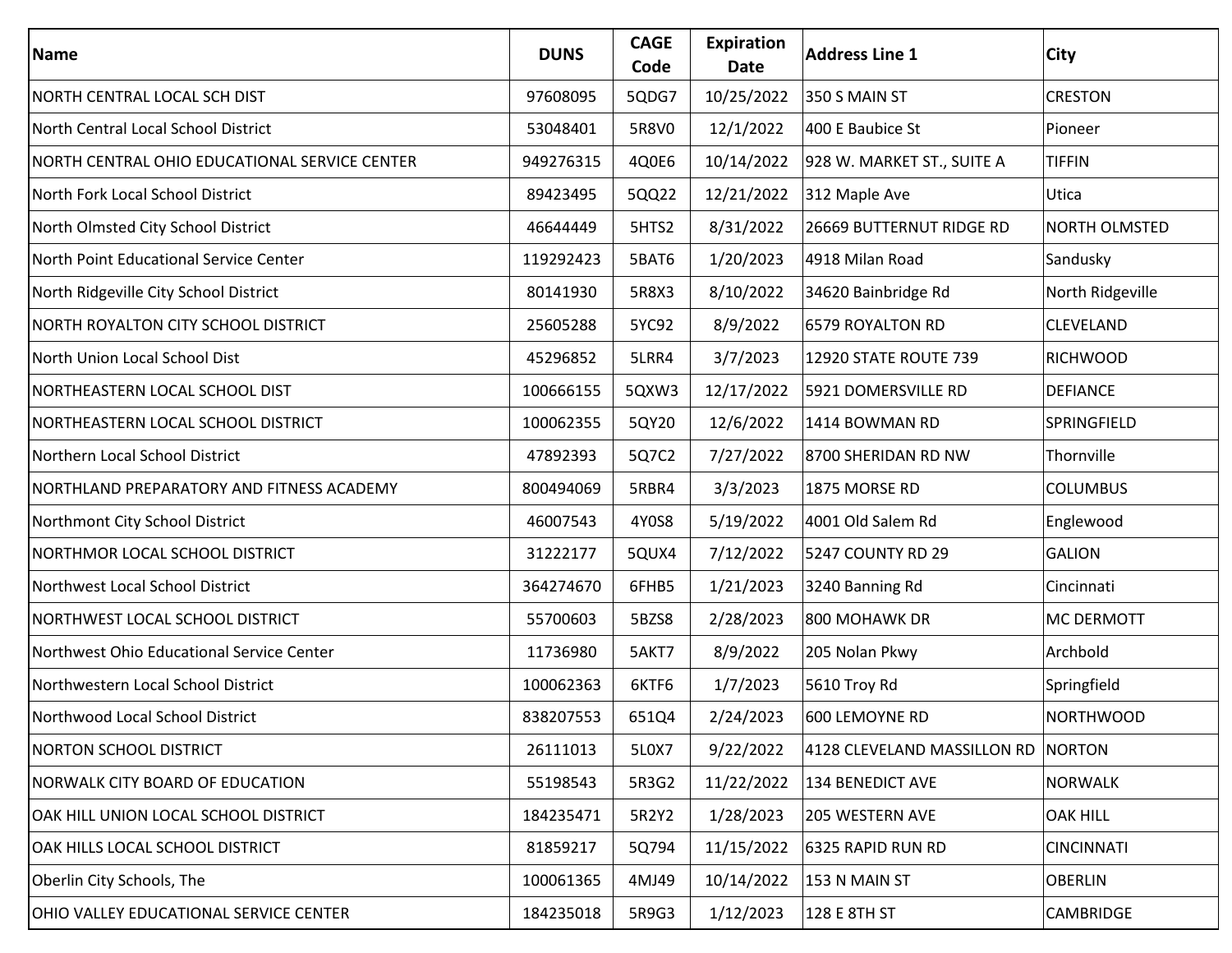| Name | DUNS | CAGE Code | Expiration Date | Address Line 1 | City |
|---|---|---|---|---|---|
| NORTH CENTRAL LOCAL SCH DIST | 97608095 | 5QDG7 | 10/25/2022 | 350 S MAIN ST | CRESTON |
| North Central Local School District | 53048401 | 5R8V0 | 12/1/2022 | 400 E Baubice St | Pioneer |
| NORTH CENTRAL OHIO EDUCATIONAL SERVICE CENTER | 949276315 | 4Q0E6 | 10/14/2022 | 928 W. MARKET ST., SUITE A | TIFFIN |
| North Fork Local School District | 89423495 | 5QQ22 | 12/21/2022 | 312 Maple Ave | Utica |
| North Olmsted City School District | 46644449 | 5HTS2 | 8/31/2022 | 26669 BUTTERNUT RIDGE RD | NORTH OLMSTED |
| North Point Educational Service Center | 119292423 | 5BAT6 | 1/20/2023 | 4918 Milan Road | Sandusky |
| North Ridgeville City School District | 80141930 | 5R8X3 | 8/10/2022 | 34620 Bainbridge Rd | North Ridgeville |
| NORTH ROYALTON CITY SCHOOL DISTRICT | 25605288 | 5YC92 | 8/9/2022 | 6579 ROYALTON RD | CLEVELAND |
| North Union Local School Dist | 45296852 | 5LRR4 | 3/7/2023 | 12920 STATE ROUTE 739 | RICHWOOD |
| NORTHEASTERN LOCAL SCHOOL DIST | 100666155 | 5QXW3 | 12/17/2022 | 5921 DOMERSVILLE RD | DEFIANCE |
| NORTHEASTERN LOCAL SCHOOL DISTRICT | 100062355 | 5QY20 | 12/6/2022 | 1414 BOWMAN RD | SPRINGFIELD |
| Northern Local School District | 47892393 | 5Q7C2 | 7/27/2022 | 8700 SHERIDAN RD NW | Thornville |
| NORTHLAND PREPARATORY AND FITNESS ACADEMY | 800494069 | 5RBR4 | 3/3/2023 | 1875 MORSE RD | COLUMBUS |
| Northmont City School District | 46007543 | 4Y0S8 | 5/19/2022 | 4001 Old Salem Rd | Englewood |
| NORTHMOR LOCAL SCHOOL DISTRICT | 31222177 | 5QUX4 | 7/12/2022 | 5247 COUNTY RD 29 | GALION |
| Northwest Local School District | 364274670 | 6FHB5 | 1/21/2023 | 3240 Banning Rd | Cincinnati |
| NORTHWEST LOCAL SCHOOL DISTRICT | 55700603 | 5BZS8 | 2/28/2023 | 800 MOHAWK DR | MC DERMOTT |
| Northwest Ohio Educational Service Center | 11736980 | 5AKT7 | 8/9/2022 | 205 Nolan Pkwy | Archbold |
| Northwestern Local School District | 100062363 | 6KTF6 | 1/7/2023 | 5610 Troy Rd | Springfield |
| Northwood Local School District | 838207553 | 651Q4 | 2/24/2023 | 600 LEMOYNE RD | NORTHWOOD |
| NORTON SCHOOL DISTRICT | 26111013 | 5L0X7 | 9/22/2022 | 4128 CLEVELAND MASSILLON RD | NORTON |
| NORWALK CITY BOARD OF EDUCATION | 55198543 | 5R3G2 | 11/22/2022 | 134 BENEDICT AVE | NORWALK |
| OAK HILL UNION LOCAL SCHOOL DISTRICT | 184235471 | 5R2Y2 | 1/28/2023 | 205 WESTERN AVE | OAK HILL |
| OAK HILLS LOCAL SCHOOL DISTRICT | 81859217 | 5Q794 | 11/15/2022 | 6325 RAPID RUN RD | CINCINNATI |
| Oberlin City Schools, The | 100061365 | 4MJ49 | 10/14/2022 | 153 N MAIN ST | OBERLIN |
| OHIO VALLEY EDUCATIONAL SERVICE CENTER | 184235018 | 5R9G3 | 1/12/2023 | 128 E 8TH ST | CAMBRIDGE |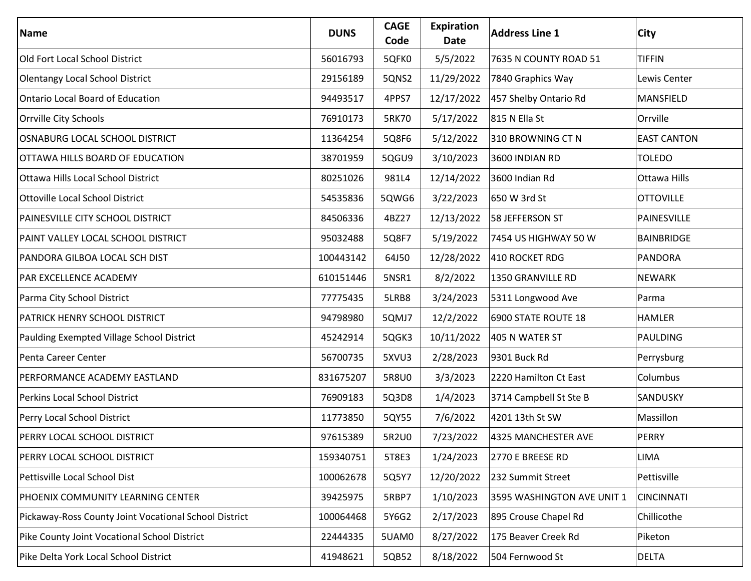| Name | DUNS | CAGE Code | Expiration Date | Address Line 1 | City |
| --- | --- | --- | --- | --- | --- |
| Old Fort Local School District | 56016793 | 5QFK0 | 5/5/2022 | 7635 N COUNTY ROAD 51 | TIFFIN |
| Olentangy Local School District | 29156189 | 5QNS2 | 11/29/2022 | 7840 Graphics Way | Lewis Center |
| Ontario Local Board of Education | 94493517 | 4PPS7 | 12/17/2022 | 457 Shelby Ontario Rd | MANSFIELD |
| Orrville City Schools | 76910173 | 5RK70 | 5/17/2022 | 815 N Ella St | Orrville |
| OSNABURG LOCAL SCHOOL DISTRICT | 11364254 | 5Q8F6 | 5/12/2022 | 310 BROWNING CT N | EAST CANTON |
| OTTAWA HILLS BOARD OF EDUCATION | 38701959 | 5QGU9 | 3/10/2023 | 3600 INDIAN RD | TOLEDO |
| Ottawa Hills Local School District | 80251026 | 981L4 | 12/14/2022 | 3600 Indian Rd | Ottawa Hills |
| Ottoville Local School District | 54535836 | 5QWG6 | 3/22/2023 | 650 W 3rd St | OTTOVILLE |
| PAINESVILLE CITY SCHOOL DISTRICT | 84506336 | 4BZ27 | 12/13/2022 | 58 JEFFERSON ST | PAINESVILLE |
| PAINT VALLEY LOCAL SCHOOL DISTRICT | 95032488 | 5Q8F7 | 5/19/2022 | 7454 US HIGHWAY 50 W | BAINBRIDGE |
| PANDORA GILBOA LOCAL SCH DIST | 100443142 | 64J50 | 12/28/2022 | 410 ROCKET RDG | PANDORA |
| PAR EXCELLENCE ACADEMY | 610151446 | 5NSR1 | 8/2/2022 | 1350 GRANVILLE RD | NEWARK |
| Parma City School District | 77775435 | 5LRB8 | 3/24/2023 | 5311 Longwood Ave | Parma |
| PATRICK HENRY SCHOOL DISTRICT | 94798980 | 5QMJ7 | 12/2/2022 | 6900 STATE ROUTE 18 | HAMLER |
| Paulding Exempted Village School District | 45242914 | 5QGK3 | 10/11/2022 | 405 N WATER ST | PAULDING |
| Penta Career Center | 56700735 | 5XVU3 | 2/28/2023 | 9301 Buck Rd | Perrysburg |
| PERFORMANCE ACADEMY EASTLAND | 831675207 | 5R8U0 | 3/3/2023 | 2220 Hamilton Ct East | Columbus |
| Perkins Local School District | 76909183 | 5Q3D8 | 1/4/2023 | 3714 Campbell St Ste B | SANDUSKY |
| Perry Local School District | 11773850 | 5QY55 | 7/6/2022 | 4201 13th St SW | Massillon |
| PERRY LOCAL SCHOOL DISTRICT | 97615389 | 5R2U0 | 7/23/2022 | 4325 MANCHESTER AVE | PERRY |
| PERRY LOCAL SCHOOL DISTRICT | 159340751 | 5T8E3 | 1/24/2023 | 2770 E BREESE RD | LIMA |
| Pettisville Local School Dist | 100062678 | 5Q5Y7 | 12/20/2022 | 232 Summit Street | Pettisville |
| PHOENIX COMMUNITY LEARNING CENTER | 39425975 | 5RBP7 | 1/10/2023 | 3595 WASHINGTON AVE UNIT 1 | CINCINNATI |
| Pickaway-Ross County Joint Vocational School District | 100064468 | 5Y6G2 | 2/17/2023 | 895 Crouse Chapel Rd | Chillicothe |
| Pike County Joint Vocational School District | 22444335 | 5UAM0 | 8/27/2022 | 175 Beaver Creek Rd | Piketon |
| Pike Delta York Local School District | 41948621 | 5QB52 | 8/18/2022 | 504 Fernwood St | DELTA |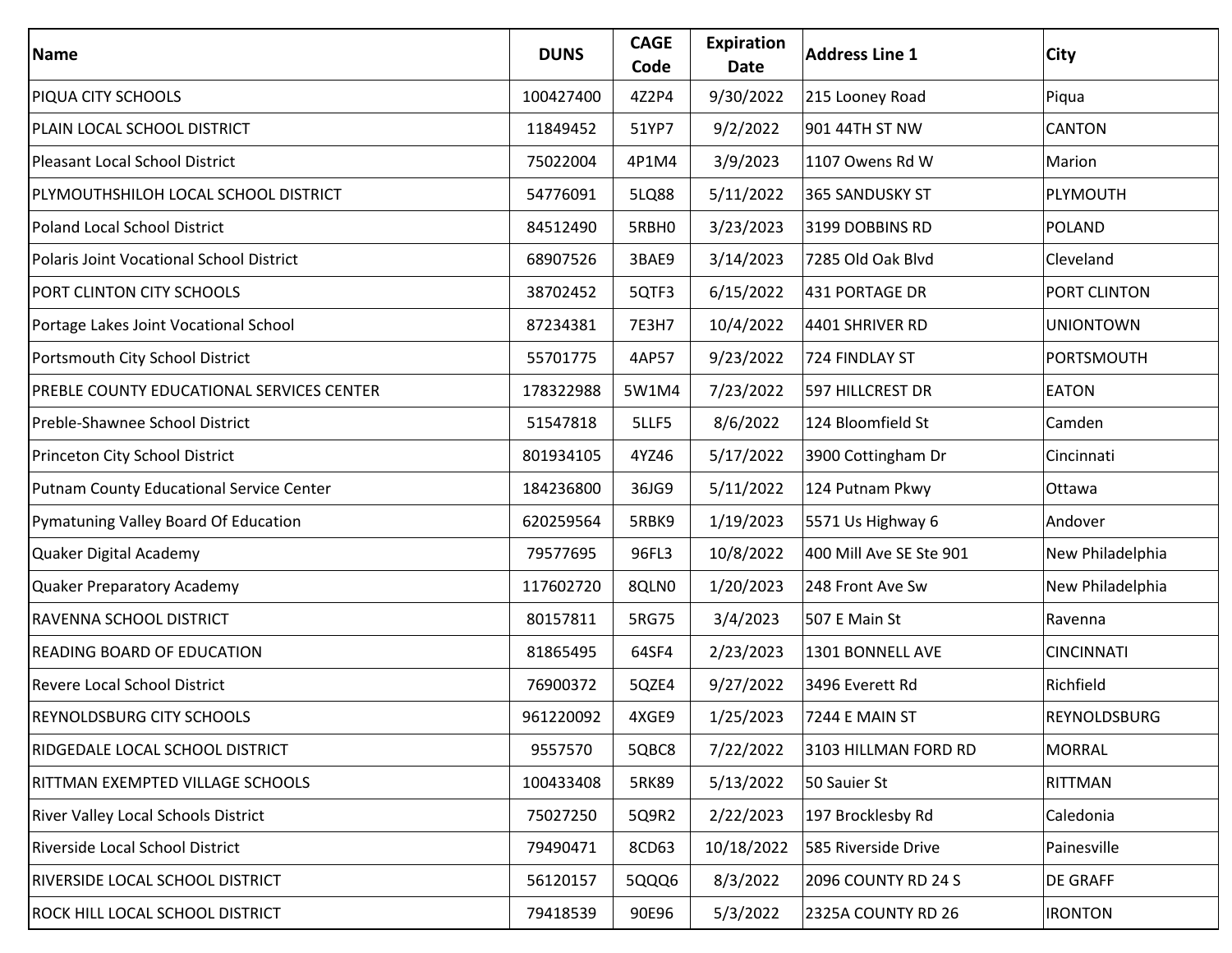| Name | DUNS | CAGE Code | Expiration Date | Address Line 1 | City |
|---|---|---|---|---|---|
| PIQUA CITY SCHOOLS | 100427400 | 4Z2P4 | 9/30/2022 | 215 Looney Road | Piqua |
| PLAIN LOCAL SCHOOL DISTRICT | 11849452 | 51YP7 | 9/2/2022 | 901 44TH ST NW | CANTON |
| Pleasant Local School District | 75022004 | 4P1M4 | 3/9/2023 | 1107 Owens Rd W | Marion |
| PLYMOUTHSHILOH LOCAL SCHOOL DISTRICT | 54776091 | 5LQ88 | 5/11/2022 | 365 SANDUSKY ST | PLYMOUTH |
| Poland Local School District | 84512490 | 5RBH0 | 3/23/2023 | 3199 DOBBINS RD | POLAND |
| Polaris Joint Vocational School District | 68907526 | 3BAE9 | 3/14/2023 | 7285 Old Oak Blvd | Cleveland |
| PORT CLINTON CITY SCHOOLS | 38702452 | 5QTF3 | 6/15/2022 | 431 PORTAGE DR | PORT CLINTON |
| Portage Lakes Joint Vocational School | 87234381 | 7E3H7 | 10/4/2022 | 4401 SHRIVER RD | UNIONTOWN |
| Portsmouth City School District | 55701775 | 4AP57 | 9/23/2022 | 724 FINDLAY ST | PORTSMOUTH |
| PREBLE COUNTY EDUCATIONAL SERVICES CENTER | 178322988 | 5W1M4 | 7/23/2022 | 597 HILLCREST DR | EATON |
| Preble-Shawnee School District | 51547818 | 5LLF5 | 8/6/2022 | 124 Bloomfield St | Camden |
| Princeton City School District | 801934105 | 4YZ46 | 5/17/2022 | 3900 Cottingham Dr | Cincinnati |
| Putnam County Educational Service Center | 184236800 | 36JG9 | 5/11/2022 | 124 Putnam Pkwy | Ottawa |
| Pymatuning Valley Board Of Education | 620259564 | 5RBK9 | 1/19/2023 | 5571 Us Highway 6 | Andover |
| Quaker Digital Academy | 79577695 | 96FL3 | 10/8/2022 | 400 Mill Ave SE Ste 901 | New Philadelphia |
| Quaker Preparatory Academy | 117602720 | 8QLN0 | 1/20/2023 | 248 Front Ave Sw | New Philadelphia |
| RAVENNA SCHOOL DISTRICT | 80157811 | 5RG75 | 3/4/2023 | 507 E Main St | Ravenna |
| READING BOARD OF EDUCATION | 81865495 | 64SF4 | 2/23/2023 | 1301 BONNELL AVE | CINCINNATI |
| Revere Local School District | 76900372 | 5QZE4 | 9/27/2022 | 3496 Everett Rd | Richfield |
| REYNOLDSBURG CITY SCHOOLS | 961220092 | 4XGE9 | 1/25/2023 | 7244 E MAIN ST | REYNOLDSBURG |
| RIDGEDALE LOCAL SCHOOL DISTRICT | 9557570 | 5QBC8 | 7/22/2022 | 3103 HILLMAN FORD RD | MORRAL |
| RITTMAN EXEMPTED VILLAGE SCHOOLS | 100433408 | 5RK89 | 5/13/2022 | 50 Sauier St | RITTMAN |
| River Valley Local Schools District | 75027250 | 5Q9R2 | 2/22/2023 | 197 Brocklesby Rd | Caledonia |
| Riverside Local School District | 79490471 | 8CD63 | 10/18/2022 | 585 Riverside Drive | Painesville |
| RIVERSIDE LOCAL SCHOOL DISTRICT | 56120157 | 5QQQ6 | 8/3/2022 | 2096 COUNTY RD 24 S | DE GRAFF |
| ROCK HILL LOCAL SCHOOL DISTRICT | 79418539 | 90E96 | 5/3/2022 | 2325A COUNTY RD 26 | IRONTON |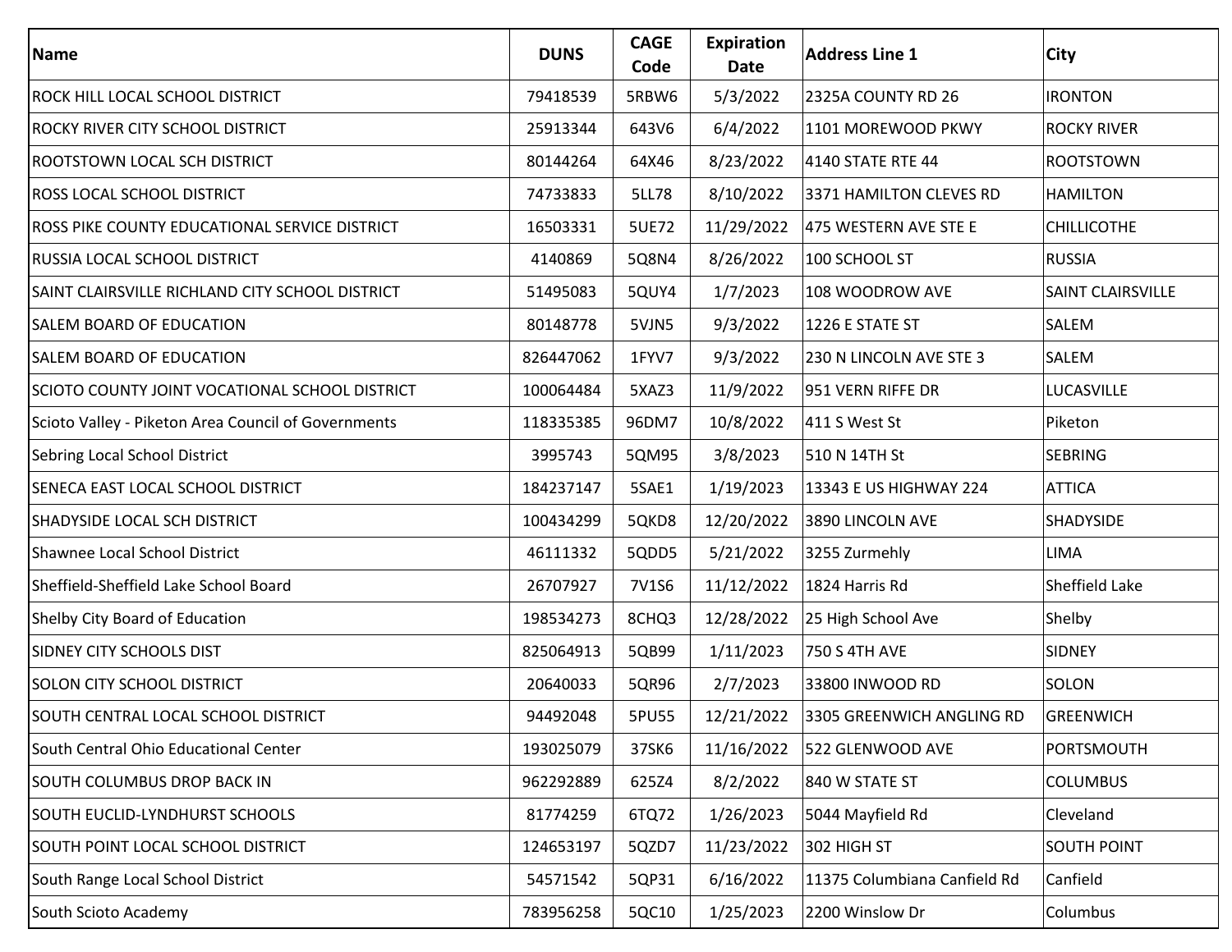| Name | DUNS | CAGE Code | Expiration Date | Address Line 1 | City |
|---|---|---|---|---|---|
| ROCK HILL LOCAL SCHOOL DISTRICT | 79418539 | 5RBW6 | 5/3/2022 | 2325A COUNTY RD 26 | IRONTON |
| ROCKY RIVER CITY SCHOOL DISTRICT | 25913344 | 643V6 | 6/4/2022 | 1101 MOREWOOD PKWY | ROCKY RIVER |
| ROOTSTOWN LOCAL SCH DISTRICT | 80144264 | 64X46 | 8/23/2022 | 4140 STATE RTE 44 | ROOTSTOWN |
| ROSS LOCAL SCHOOL DISTRICT | 74733833 | 5LL78 | 8/10/2022 | 3371 HAMILTON CLEVES RD | HAMILTON |
| ROSS PIKE COUNTY EDUCATIONAL SERVICE DISTRICT | 16503331 | 5UE72 | 11/29/2022 | 475 WESTERN AVE STE E | CHILLICOTHE |
| RUSSIA LOCAL SCHOOL DISTRICT | 4140869 | 5Q8N4 | 8/26/2022 | 100 SCHOOL ST | RUSSIA |
| SAINT CLAIRSVILLE RICHLAND CITY SCHOOL DISTRICT | 51495083 | 5QUY4 | 1/7/2023 | 108 WOODROW AVE | SAINT CLAIRSVILLE |
| SALEM BOARD OF EDUCATION | 80148778 | 5VJN5 | 9/3/2022 | 1226 E STATE ST | SALEM |
| SALEM BOARD OF EDUCATION | 826447062 | 1FYV7 | 9/3/2022 | 230 N LINCOLN AVE STE 3 | SALEM |
| SCIOTO COUNTY JOINT VOCATIONAL SCHOOL DISTRICT | 100064484 | 5XAZ3 | 11/9/2022 | 951 VERN RIFFE DR | LUCASVILLE |
| Scioto Valley - Piketon Area Council of Governments | 118335385 | 96DM7 | 10/8/2022 | 411 S West St | Piketon |
| Sebring Local School District | 3995743 | 5QM95 | 3/8/2023 | 510 N 14TH St | SEBRING |
| SENECA EAST LOCAL SCHOOL DISTRICT | 184237147 | 5SAE1 | 1/19/2023 | 13343 E US HIGHWAY 224 | ATTICA |
| SHADYSIDE LOCAL SCH DISTRICT | 100434299 | 5QKD8 | 12/20/2022 | 3890 LINCOLN AVE | SHADYSIDE |
| Shawnee Local School District | 46111332 | 5QDD5 | 5/21/2022 | 3255 Zurmehly | LIMA |
| Sheffield-Sheffield Lake School Board | 26707927 | 7V1S6 | 11/12/2022 | 1824 Harris Rd | Sheffield Lake |
| Shelby City Board of Education | 198534273 | 8CHQ3 | 12/28/2022 | 25 High School Ave | Shelby |
| SIDNEY CITY SCHOOLS DIST | 825064913 | 5QB99 | 1/11/2023 | 750 S 4TH AVE | SIDNEY |
| SOLON CITY SCHOOL DISTRICT | 20640033 | 5QR96 | 2/7/2023 | 33800 INWOOD RD | SOLON |
| SOUTH CENTRAL LOCAL SCHOOL DISTRICT | 94492048 | 5PU55 | 12/21/2022 | 3305 GREENWICH ANGLING RD | GREENWICH |
| South Central Ohio Educational Center | 193025079 | 37SK6 | 11/16/2022 | 522 GLENWOOD AVE | PORTSMOUTH |
| SOUTH COLUMBUS DROP BACK IN | 962292889 | 625Z4 | 8/2/2022 | 840 W STATE ST | COLUMBUS |
| SOUTH EUCLID-LYNDHURST SCHOOLS | 81774259 | 6TQ72 | 1/26/2023 | 5044 Mayfield Rd | Cleveland |
| SOUTH POINT LOCAL SCHOOL DISTRICT | 124653197 | 5QZD7 | 11/23/2022 | 302 HIGH ST | SOUTH POINT |
| South Range Local School District | 54571542 | 5QP31 | 6/16/2022 | 11375 Columbiana Canfield Rd | Canfield |
| South Scioto Academy | 783956258 | 5QC10 | 1/25/2023 | 2200 Winslow Dr | Columbus |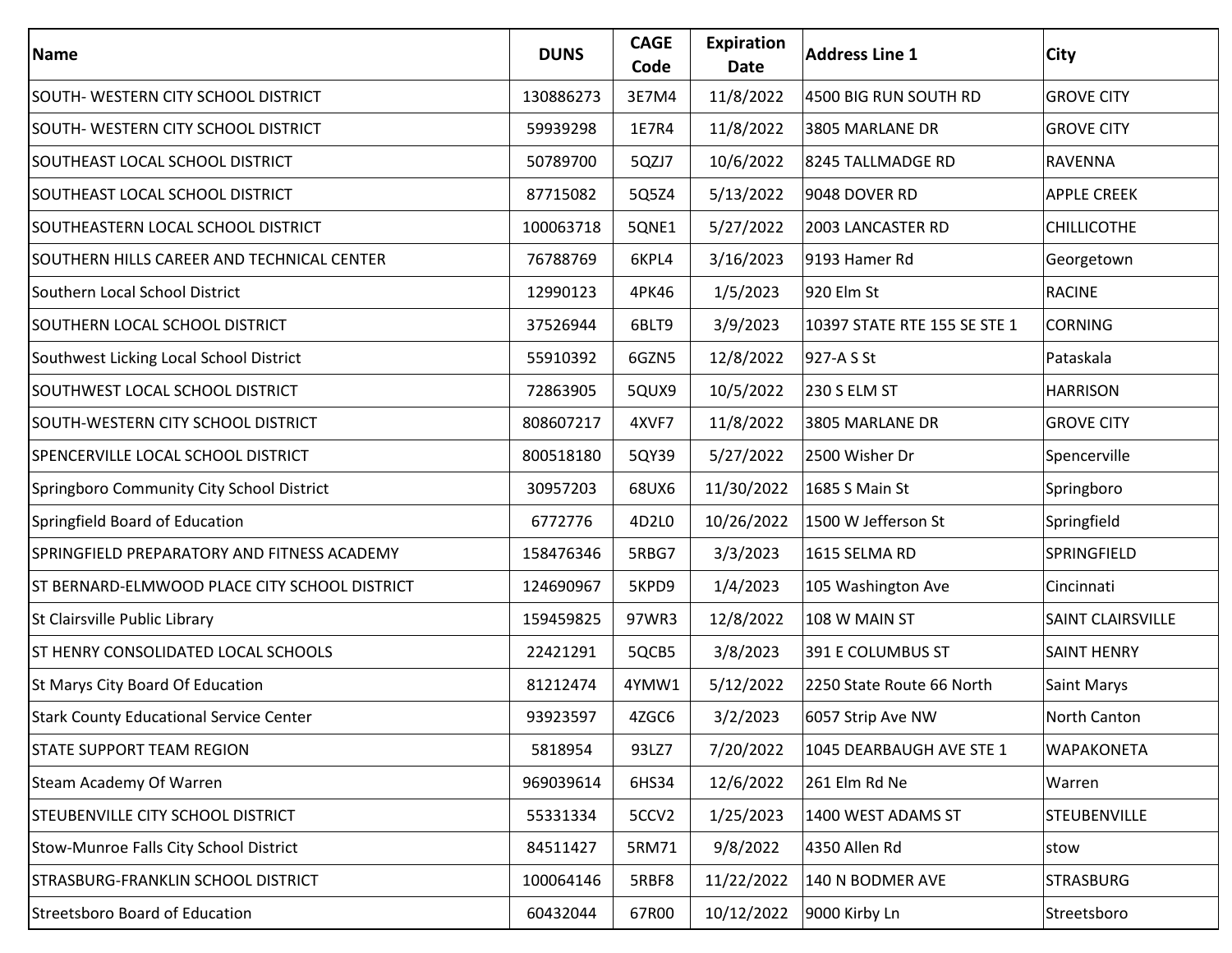| Name | DUNS | CAGE Code | Expiration Date | Address Line 1 | City |
| --- | --- | --- | --- | --- | --- |
| SOUTH- WESTERN CITY SCHOOL DISTRICT | 130886273 | 3E7M4 | 11/8/2022 | 4500 BIG RUN SOUTH RD | GROVE CITY |
| SOUTH- WESTERN CITY SCHOOL DISTRICT | 59939298 | 1E7R4 | 11/8/2022 | 3805 MARLANE DR | GROVE CITY |
| SOUTHEAST LOCAL SCHOOL DISTRICT | 50789700 | 5QZJ7 | 10/6/2022 | 8245 TALLMADGE RD | RAVENNA |
| SOUTHEAST LOCAL SCHOOL DISTRICT | 87715082 | 5Q5Z4 | 5/13/2022 | 9048 DOVER RD | APPLE CREEK |
| SOUTHEASTERN LOCAL SCHOOL DISTRICT | 100063718 | 5QNE1 | 5/27/2022 | 2003 LANCASTER RD | CHILLICOTHE |
| SOUTHERN HILLS CAREER AND TECHNICAL CENTER | 76788769 | 6KPL4 | 3/16/2023 | 9193 Hamer Rd | Georgetown |
| Southern Local School District | 12990123 | 4PK46 | 1/5/2023 | 920 Elm St | RACINE |
| SOUTHERN LOCAL SCHOOL DISTRICT | 37526944 | 6BLT9 | 3/9/2023 | 10397 STATE RTE 155 SE STE 1 | CORNING |
| Southwest Licking Local School District | 55910392 | 6GZN5 | 12/8/2022 | 927-A S St | Pataskala |
| SOUTHWEST LOCAL SCHOOL DISTRICT | 72863905 | 5QUX9 | 10/5/2022 | 230 S ELM ST | HARRISON |
| SOUTH-WESTERN CITY SCHOOL DISTRICT | 808607217 | 4XVF7 | 11/8/2022 | 3805 MARLANE DR | GROVE CITY |
| SPENCERVILLE LOCAL SCHOOL DISTRICT | 800518180 | 5QY39 | 5/27/2022 | 2500 Wisher Dr | Spencerville |
| Springboro Community City School District | 30957203 | 68UX6 | 11/30/2022 | 1685 S Main St | Springboro |
| Springfield Board of Education | 6772776 | 4D2L0 | 10/26/2022 | 1500 W Jefferson St | Springfield |
| SPRINGFIELD PREPARATORY AND FITNESS ACADEMY | 158476346 | 5RBG7 | 3/3/2023 | 1615 SELMA RD | SPRINGFIELD |
| ST BERNARD-ELMWOOD PLACE CITY SCHOOL DISTRICT | 124690967 | 5KPD9 | 1/4/2023 | 105 Washington Ave | Cincinnati |
| St Clairsville Public Library | 159459825 | 97WR3 | 12/8/2022 | 108 W MAIN ST | SAINT CLAIRSVILLE |
| ST HENRY CONSOLIDATED LOCAL SCHOOLS | 22421291 | 5QCB5 | 3/8/2023 | 391 E COLUMBUS ST | SAINT HENRY |
| St Marys City Board Of Education | 81212474 | 4YMW1 | 5/12/2022 | 2250 State Route 66 North | Saint Marys |
| Stark County Educational Service Center | 93923597 | 4ZGC6 | 3/2/2023 | 6057 Strip Ave NW | North Canton |
| STATE SUPPORT TEAM REGION | 5818954 | 93LZ7 | 7/20/2022 | 1045 DEARBAUGH AVE STE 1 | WAPAKONETA |
| Steam Academy Of Warren | 969039614 | 6HS34 | 12/6/2022 | 261 Elm Rd Ne | Warren |
| STEUBENVILLE CITY SCHOOL DISTRICT | 55331334 | 5CCV2 | 1/25/2023 | 1400 WEST ADAMS ST | STEUBENVILLE |
| Stow-Munroe Falls City School District | 84511427 | 5RM71 | 9/8/2022 | 4350 Allen Rd | stow |
| STRASBURG-FRANKLIN SCHOOL DISTRICT | 100064146 | 5RBF8 | 11/22/2022 | 140 N BODMER AVE | STRASBURG |
| Streetsboro Board of Education | 60432044 | 67R00 | 10/12/2022 | 9000 Kirby Ln | Streetsboro |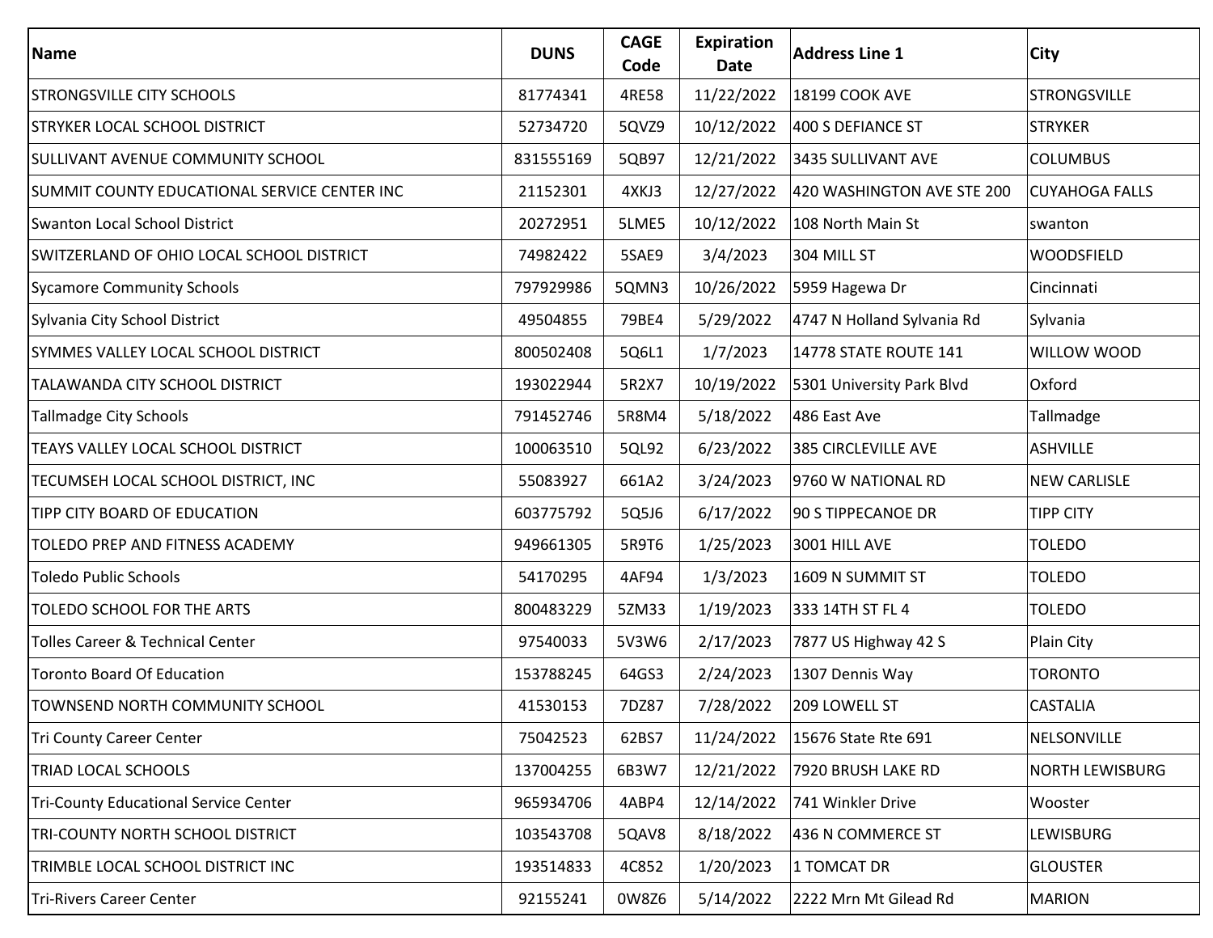| Name | DUNS | CAGE Code | Expiration Date | Address Line 1 | City |
|---|---|---|---|---|---|
| STRONGSVILLE CITY SCHOOLS | 81774341 | 4RE58 | 11/22/2022 | 18199 COOK AVE | STRONGSVILLE |
| STRYKER LOCAL SCHOOL DISTRICT | 52734720 | 5QVZ9 | 10/12/2022 | 400 S DEFIANCE ST | STRYKER |
| SULLIVANT AVENUE COMMUNITY SCHOOL | 831555169 | 5QB97 | 12/21/2022 | 3435 SULLIVANT AVE | COLUMBUS |
| SUMMIT COUNTY EDUCATIONAL SERVICE CENTER INC | 21152301 | 4XKJ3 | 12/27/2022 | 420 WASHINGTON AVE STE 200 | CUYAHOGA FALLS |
| Swanton Local School District | 20272951 | 5LME5 | 10/12/2022 | 108 North Main St | swanton |
| SWITZERLAND OF OHIO LOCAL SCHOOL DISTRICT | 74982422 | 5SAE9 | 3/4/2023 | 304 MILL ST | WOODSFIELD |
| Sycamore Community Schools | 797929986 | 5QMN3 | 10/26/2022 | 5959 Hagewa Dr | Cincinnati |
| Sylvania City School District | 49504855 | 79BE4 | 5/29/2022 | 4747 N Holland Sylvania Rd | Sylvania |
| SYMMES VALLEY LOCAL SCHOOL DISTRICT | 800502408 | 5Q6L1 | 1/7/2023 | 14778 STATE ROUTE 141 | WILLOW WOOD |
| TALAWANDA CITY SCHOOL DISTRICT | 193022944 | 5R2X7 | 10/19/2022 | 5301 University Park Blvd | Oxford |
| Tallmadge City Schools | 791452746 | 5R8M4 | 5/18/2022 | 486 East Ave | Tallmadge |
| TEAYS VALLEY LOCAL SCHOOL DISTRICT | 100063510 | 5QL92 | 6/23/2022 | 385 CIRCLEVILLE AVE | ASHVILLE |
| TECUMSEH LOCAL SCHOOL DISTRICT, INC | 55083927 | 661A2 | 3/24/2023 | 9760 W NATIONAL RD | NEW CARLISLE |
| TIPP CITY BOARD OF EDUCATION | 603775792 | 5Q5J6 | 6/17/2022 | 90 S TIPPECANOE DR | TIPP CITY |
| TOLEDO PREP AND FITNESS ACADEMY | 949661305 | 5R9T6 | 1/25/2023 | 3001 HILL AVE | TOLEDO |
| Toledo Public Schools | 54170295 | 4AF94 | 1/3/2023 | 1609 N SUMMIT ST | TOLEDO |
| TOLEDO SCHOOL FOR THE ARTS | 800483229 | 5ZM33 | 1/19/2023 | 333 14TH ST FL 4 | TOLEDO |
| Tolles Career & Technical Center | 97540033 | 5V3W6 | 2/17/2023 | 7877 US Highway 42 S | Plain City |
| Toronto Board Of Education | 153788245 | 64GS3 | 2/24/2023 | 1307 Dennis Way | TORONTO |
| TOWNSEND NORTH COMMUNITY SCHOOL | 41530153 | 7DZ87 | 7/28/2022 | 209 LOWELL ST | CASTALIA |
| Tri County Career Center | 75042523 | 62BS7 | 11/24/2022 | 15676 State Rte 691 | NELSONVILLE |
| TRIAD LOCAL SCHOOLS | 137004255 | 6B3W7 | 12/21/2022 | 7920 BRUSH LAKE RD | NORTH LEWISBURG |
| Tri-County Educational Service Center | 965934706 | 4ABP4 | 12/14/2022 | 741 Winkler Drive | Wooster |
| TRI-COUNTY NORTH SCHOOL DISTRICT | 103543708 | 5QAV8 | 8/18/2022 | 436 N COMMERCE ST | LEWISBURG |
| TRIMBLE LOCAL SCHOOL DISTRICT INC | 193514833 | 4C852 | 1/20/2023 | 1 TOMCAT DR | GLOUSTER |
| Tri-Rivers Career Center | 92155241 | 0W8Z6 | 5/14/2022 | 2222 Mrn Mt Gilead Rd | MARION |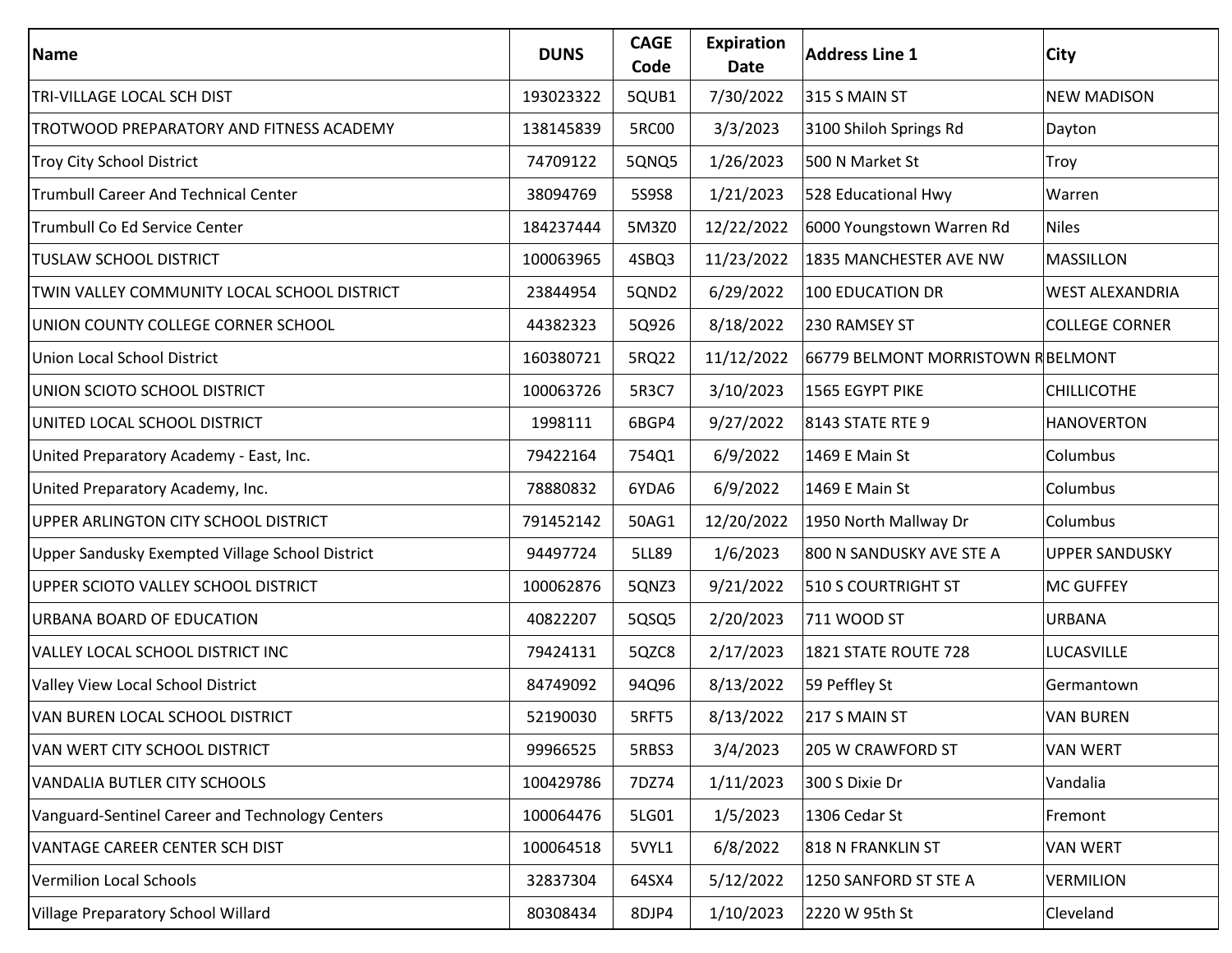| Name | DUNS | CAGE Code | Expiration Date | Address Line 1 | City |
| --- | --- | --- | --- | --- | --- |
| TRI-VILLAGE LOCAL SCH DIST | 193023322 | 5QUB1 | 7/30/2022 | 315 S MAIN ST | NEW MADISON |
| TROTWOOD PREPARATORY AND FITNESS ACADEMY | 138145839 | 5RC00 | 3/3/2023 | 3100 Shiloh Springs Rd | Dayton |
| Troy City School District | 74709122 | 5QNQ5 | 1/26/2023 | 500 N Market St | Troy |
| Trumbull Career And Technical Center | 38094769 | 5S9S8 | 1/21/2023 | 528 Educational Hwy | Warren |
| Trumbull Co Ed Service Center | 184237444 | 5M3Z0 | 12/22/2022 | 6000 Youngstown Warren Rd | Niles |
| TUSLAW SCHOOL DISTRICT | 100063965 | 4SBQ3 | 11/23/2022 | 1835 MANCHESTER AVE NW | MASSILLON |
| TWIN VALLEY COMMUNITY LOCAL SCHOOL DISTRICT | 23844954 | 5QND2 | 6/29/2022 | 100 EDUCATION DR | WEST ALEXANDRIA |
| UNION COUNTY COLLEGE CORNER SCHOOL | 44382323 | 5Q926 | 8/18/2022 | 230 RAMSEY ST | COLLEGE CORNER |
| Union Local School District | 160380721 | 5RQ22 | 11/12/2022 | 66779 BELMONT MORRISTOWN R | BELMONT |
| UNION SCIOTO SCHOOL DISTRICT | 100063726 | 5R3C7 | 3/10/2023 | 1565 EGYPT PIKE | CHILLICOTHE |
| UNITED LOCAL SCHOOL DISTRICT | 1998111 | 6BGP4 | 9/27/2022 | 8143 STATE RTE 9 | HANOVERTON |
| United Preparatory Academy - East, Inc. | 79422164 | 754Q1 | 6/9/2022 | 1469 E Main St | Columbus |
| United Preparatory Academy, Inc. | 78880832 | 6YDA6 | 6/9/2022 | 1469 E Main St | Columbus |
| UPPER ARLINGTON CITY SCHOOL DISTRICT | 791452142 | 50AG1 | 12/20/2022 | 1950 North Mallway Dr | Columbus |
| Upper Sandusky Exempted Village School District | 94497724 | 5LL89 | 1/6/2023 | 800 N SANDUSKY AVE STE A | UPPER SANDUSKY |
| UPPER SCIOTO VALLEY SCHOOL DISTRICT | 100062876 | 5QNZ3 | 9/21/2022 | 510 S COURTRIGHT ST | MC GUFFEY |
| URBANA BOARD OF EDUCATION | 40822207 | 5QSQ5 | 2/20/2023 | 711 WOOD ST | URBANA |
| VALLEY LOCAL SCHOOL DISTRICT INC | 79424131 | 5QZC8 | 2/17/2023 | 1821 STATE ROUTE 728 | LUCASVILLE |
| Valley View Local School District | 84749092 | 94Q96 | 8/13/2022 | 59 Peffley St | Germantown |
| VAN BUREN LOCAL SCHOOL DISTRICT | 52190030 | 5RFT5 | 8/13/2022 | 217 S MAIN ST | VAN BUREN |
| VAN WERT CITY SCHOOL DISTRICT | 99966525 | 5RBS3 | 3/4/2023 | 205 W CRAWFORD ST | VAN WERT |
| VANDALIA BUTLER CITY SCHOOLS | 100429786 | 7DZ74 | 1/11/2023 | 300 S Dixie Dr | Vandalia |
| Vanguard-Sentinel Career and Technology Centers | 100064476 | 5LG01 | 1/5/2023 | 1306 Cedar St | Fremont |
| VANTAGE CAREER CENTER SCH DIST | 100064518 | 5VYL1 | 6/8/2022 | 818 N FRANKLIN ST | VAN WERT |
| Vermilion Local Schools | 32837304 | 64SX4 | 5/12/2022 | 1250 SANFORD ST STE A | VERMILION |
| Village Preparatory School Willard | 80308434 | 8DJP4 | 1/10/2023 | 2220 W 95th St | Cleveland |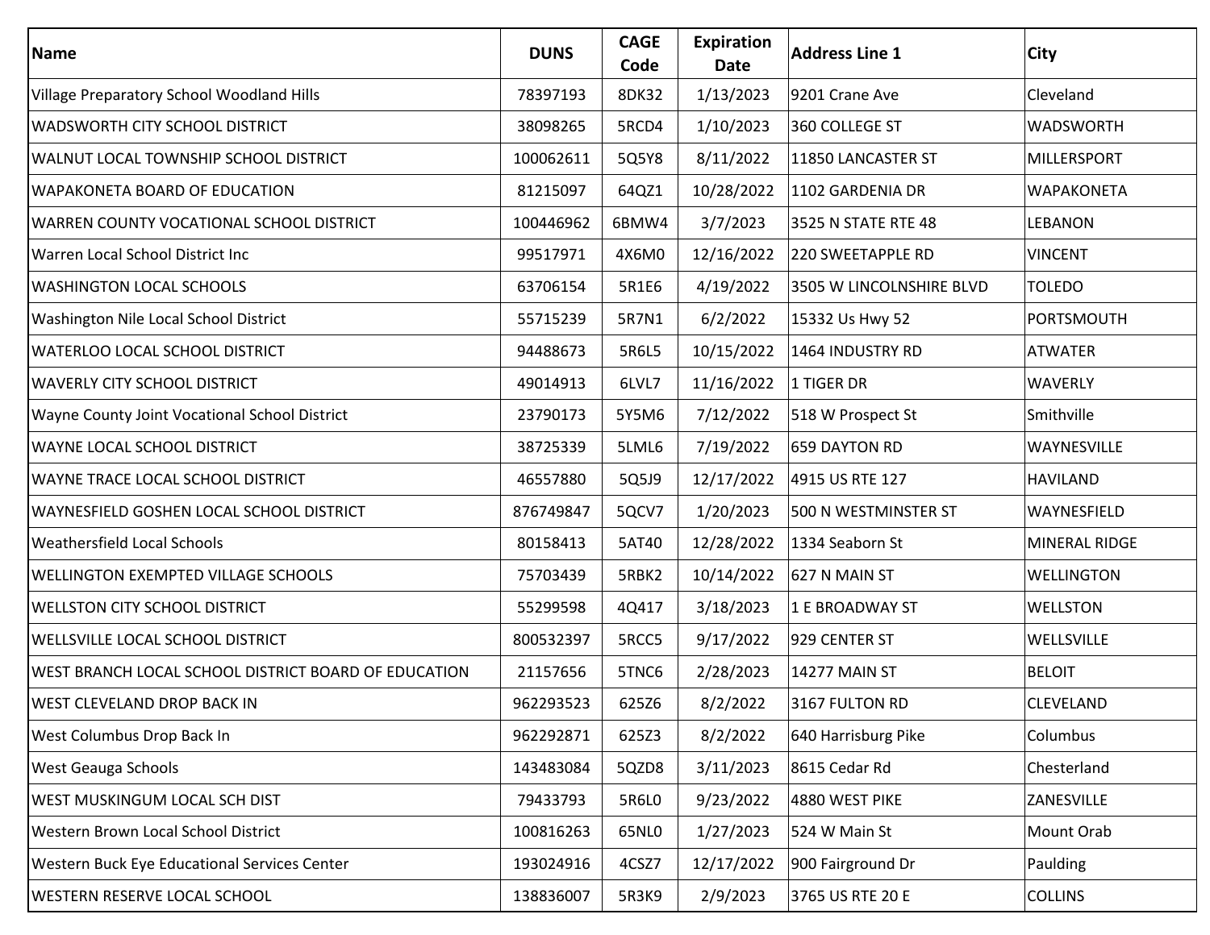| Name | DUNS | CAGE Code | Expiration Date | Address Line 1 | City |
| --- | --- | --- | --- | --- | --- |
| Village Preparatory School Woodland Hills | 78397193 | 8DK32 | 1/13/2023 | 9201 Crane Ave | Cleveland |
| WADSWORTH CITY SCHOOL DISTRICT | 38098265 | 5RCD4 | 1/10/2023 | 360 COLLEGE ST | WADSWORTH |
| WALNUT LOCAL TOWNSHIP SCHOOL DISTRICT | 100062611 | 5Q5Y8 | 8/11/2022 | 11850 LANCASTER ST | MILLERSPORT |
| WAPAKONETA BOARD OF EDUCATION | 81215097 | 64QZ1 | 10/28/2022 | 1102 GARDENIA DR | WAPAKONETA |
| WARREN COUNTY VOCATIONAL SCHOOL DISTRICT | 100446962 | 6BMW4 | 3/7/2023 | 3525 N STATE RTE 48 | LEBANON |
| Warren Local School District Inc | 99517971 | 4X6M0 | 12/16/2022 | 220 SWEETAPPLE RD | VINCENT |
| WASHINGTON LOCAL SCHOOLS | 63706154 | 5R1E6 | 4/19/2022 | 3505 W LINCOLNSHIRE BLVD | TOLEDO |
| Washington Nile Local School District | 55715239 | 5R7N1 | 6/2/2022 | 15332 Us Hwy 52 | PORTSMOUTH |
| WATERLOO LOCAL SCHOOL DISTRICT | 94488673 | 5R6L5 | 10/15/2022 | 1464 INDUSTRY RD | ATWATER |
| WAVERLY CITY SCHOOL DISTRICT | 49014913 | 6LVL7 | 11/16/2022 | 1 TIGER DR | WAVERLY |
| Wayne County Joint Vocational School District | 23790173 | 5Y5M6 | 7/12/2022 | 518 W Prospect St | Smithville |
| WAYNE LOCAL SCHOOL DISTRICT | 38725339 | 5LML6 | 7/19/2022 | 659 DAYTON RD | WAYNESVILLE |
| WAYNE TRACE LOCAL SCHOOL DISTRICT | 46557880 | 5Q5J9 | 12/17/2022 | 4915 US RTE 127 | HAVILAND |
| WAYNESFIELD GOSHEN LOCAL SCHOOL DISTRICT | 876749847 | 5QCV7 | 1/20/2023 | 500 N WESTMINSTER ST | WAYNESFIELD |
| Weathersfield Local Schools | 80158413 | 5AT40 | 12/28/2022 | 1334 Seaborn St | MINERAL RIDGE |
| WELLINGTON EXEMPTED VILLAGE SCHOOLS | 75703439 | 5RBK2 | 10/14/2022 | 627 N MAIN ST | WELLINGTON |
| WELLSTON CITY SCHOOL DISTRICT | 55299598 | 4Q417 | 3/18/2023 | 1 E BROADWAY ST | WELLSTON |
| WELLSVILLE LOCAL SCHOOL DISTRICT | 800532397 | 5RCC5 | 9/17/2022 | 929 CENTER ST | WELLSVILLE |
| WEST BRANCH LOCAL SCHOOL DISTRICT BOARD OF EDUCATION | 21157656 | 5TNC6 | 2/28/2023 | 14277 MAIN ST | BELOIT |
| WEST CLEVELAND DROP BACK IN | 962293523 | 625Z6 | 8/2/2022 | 3167 FULTON RD | CLEVELAND |
| West Columbus Drop Back In | 962292871 | 625Z3 | 8/2/2022 | 640 Harrisburg Pike | Columbus |
| West Geauga Schools | 143483084 | 5QZD8 | 3/11/2023 | 8615 Cedar Rd | Chesterland |
| WEST MUSKINGUM LOCAL SCH DIST | 79433793 | 5R6L0 | 9/23/2022 | 4880 WEST PIKE | ZANESVILLE |
| Western Brown Local School District | 100816263 | 65NL0 | 1/27/2023 | 524 W Main St | Mount Orab |
| Western Buck Eye Educational Services Center | 193024916 | 4CSZ7 | 12/17/2022 | 900 Fairground Dr | Paulding |
| WESTERN RESERVE LOCAL SCHOOL | 138836007 | 5R3K9 | 2/9/2023 | 3765 US RTE 20 E | COLLINS |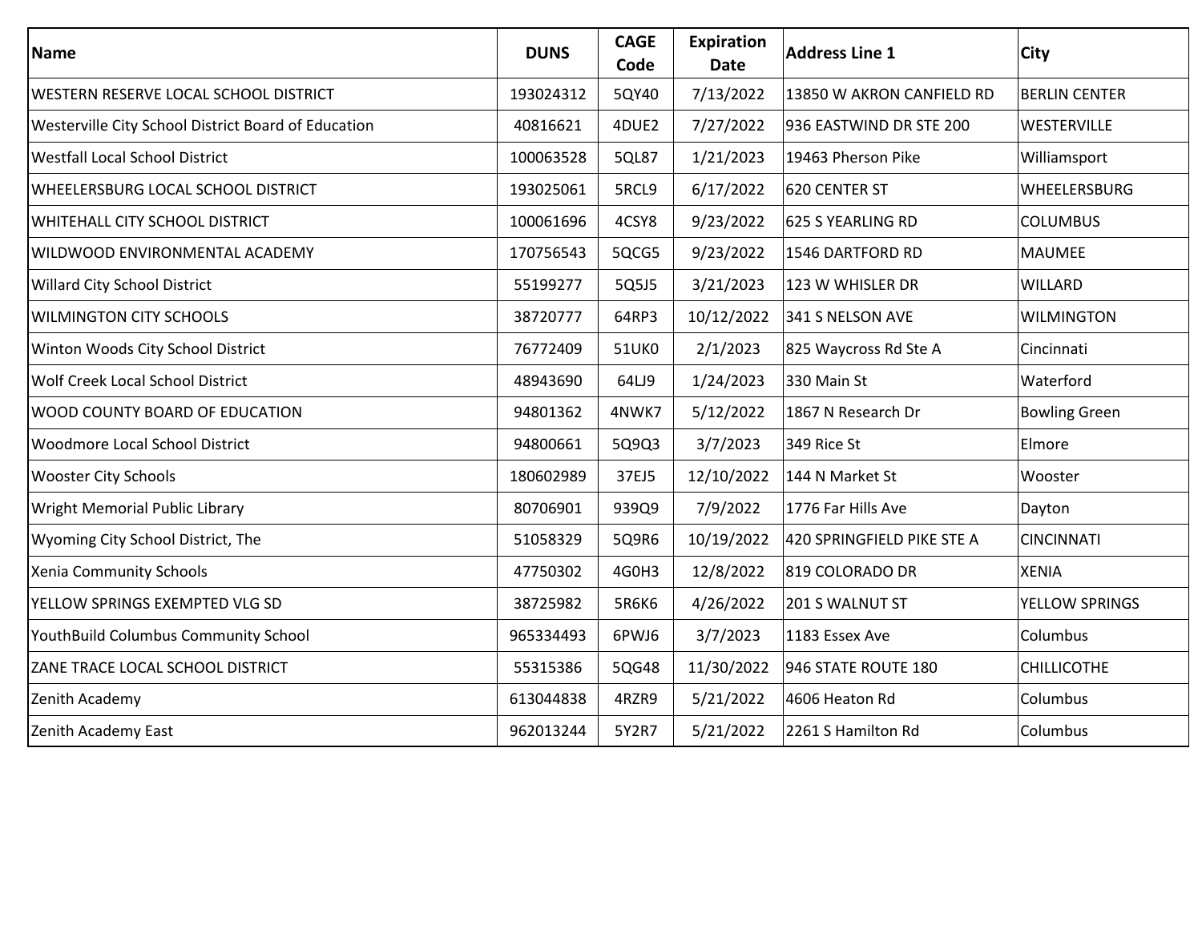| Name | DUNS | CAGE Code | Expiration Date | Address Line 1 | City |
|---|---|---|---|---|---|
| WESTERN RESERVE LOCAL SCHOOL DISTRICT | 193024312 | 5QY40 | 7/13/2022 | 13850 W AKRON CANFIELD RD | BERLIN CENTER |
| Westerville City School District Board of Education | 40816621 | 4DUE2 | 7/27/2022 | 936 EASTWIND DR STE 200 | WESTERVILLE |
| Westfall Local School District | 100063528 | 5QL87 | 1/21/2023 | 19463 Pherson Pike | Williamsport |
| WHEELERSBURG LOCAL SCHOOL DISTRICT | 193025061 | 5RCL9 | 6/17/2022 | 620 CENTER ST | WHEELERSBURG |
| WHITEHALL CITY SCHOOL DISTRICT | 100061696 | 4CSY8 | 9/23/2022 | 625 S YEARLING RD | COLUMBUS |
| WILDWOOD ENVIRONMENTAL ACADEMY | 170756543 | 5QCG5 | 9/23/2022 | 1546 DARTFORD RD | MAUMEE |
| Willard City School District | 55199277 | 5Q5J5 | 3/21/2023 | 123 W WHISLER DR | WILLARD |
| WILMINGTON CITY SCHOOLS | 38720777 | 64RP3 | 10/12/2022 | 341 S NELSON AVE | WILMINGTON |
| Winton Woods City School District | 76772409 | 51UK0 | 2/1/2023 | 825 Waycross Rd Ste A | Cincinnati |
| Wolf Creek Local School District | 48943690 | 64LJ9 | 1/24/2023 | 330 Main St | Waterford |
| WOOD COUNTY BOARD OF EDUCATION | 94801362 | 4NWK7 | 5/12/2022 | 1867 N Research Dr | Bowling Green |
| Woodmore Local School District | 94800661 | 5Q9Q3 | 3/7/2023 | 349 Rice St | Elmore |
| Wooster City Schools | 180602989 | 37EJ5 | 12/10/2022 | 144 N Market St | Wooster |
| Wright Memorial Public Library | 80706901 | 939Q9 | 7/9/2022 | 1776 Far Hills Ave | Dayton |
| Wyoming City School District, The | 51058329 | 5Q9R6 | 10/19/2022 | 420 SPRINGFIELD PIKE STE A | CINCINNATI |
| Xenia Community Schools | 47750302 | 4G0H3 | 12/8/2022 | 819 COLORADO DR | XENIA |
| YELLOW SPRINGS EXEMPTED VLG SD | 38725982 | 5R6K6 | 4/26/2022 | 201 S WALNUT ST | YELLOW SPRINGS |
| YouthBuild Columbus Community School | 965334493 | 6PWJ6 | 3/7/2023 | 1183 Essex Ave | Columbus |
| ZANE TRACE LOCAL SCHOOL DISTRICT | 55315386 | 5QG48 | 11/30/2022 | 946 STATE ROUTE 180 | CHILLICOTHE |
| Zenith Academy | 613044838 | 4RZR9 | 5/21/2022 | 4606 Heaton Rd | Columbus |
| Zenith Academy East | 962013244 | 5Y2R7 | 5/21/2022 | 2261 S Hamilton Rd | Columbus |